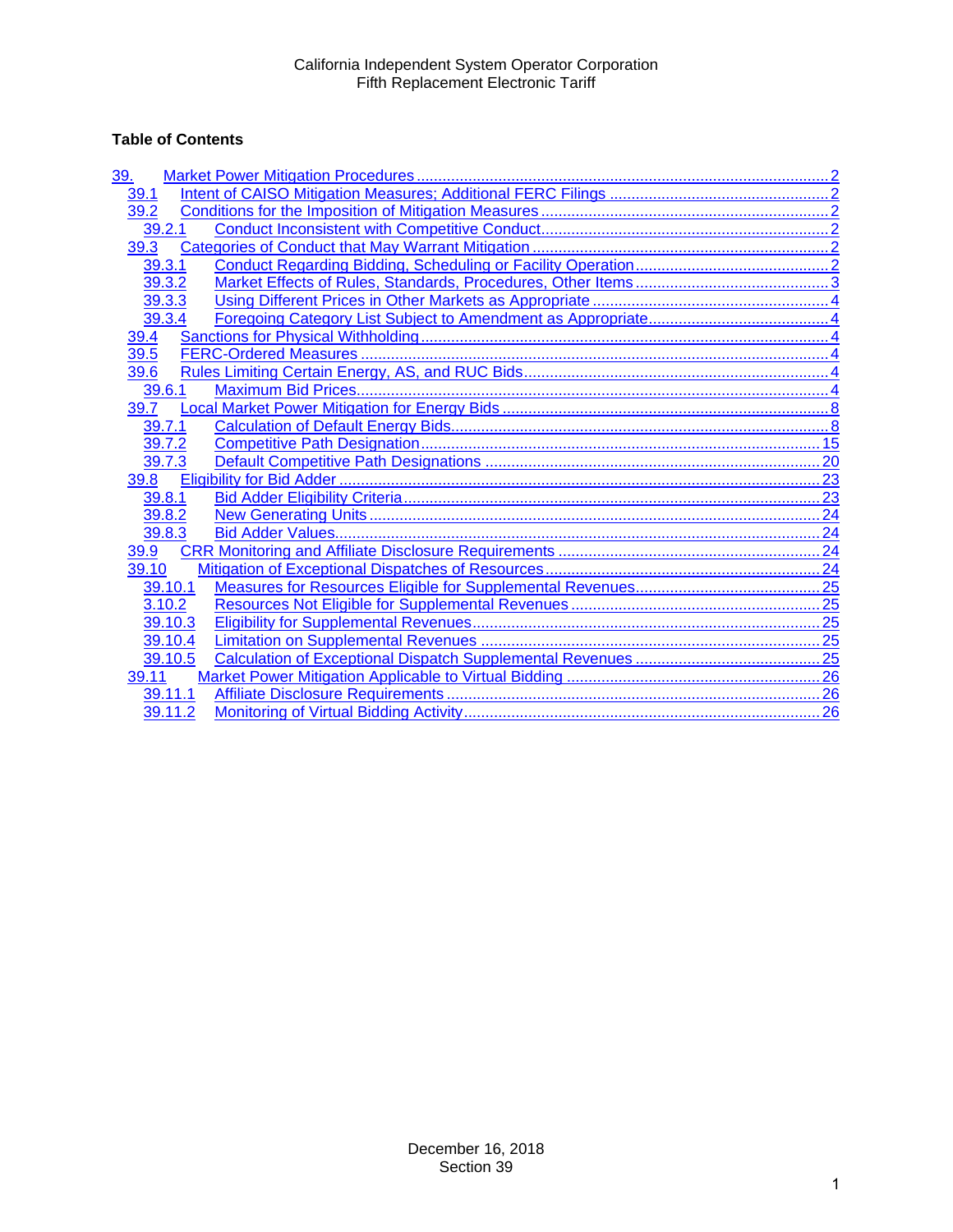California Independent System Operator Corporation
Fifth Replacement Electronic Tariff

**Table of Contents**

- 39. Market Power Mitigation Procedures ..... 2
  - 39.1 Intent of CAISO Mitigation Measures; Additional FERC Filings ..... 2
  - 39.2 Conditions for the Imposition of Mitigation Measures ..... 2
    - 39.2.1 Conduct Inconsistent with Competitive Conduct ..... 2
  - 39.3 Categories of Conduct that May Warrant Mitigation ..... 2
    - 39.3.1 Conduct Regarding Bidding, Scheduling or Facility Operation ..... 2
    - 39.3.2 Market Effects of Rules, Standards, Procedures, Other Items ..... 3
    - 39.3.3 Using Different Prices in Other Markets as Appropriate ..... 4
    - 39.3.4 Foregoing Category List Subject to Amendment as Appropriate ..... 4
  - 39.4 Sanctions for Physical Withholding ..... 4
  - 39.5 FERC-Ordered Measures ..... 4
  - 39.6 Rules Limiting Certain Energy, AS, and RUC Bids ..... 4
    - 39.6.1 Maximum Bid Prices ..... 4
  - 39.7 Local Market Power Mitigation for Energy Bids ..... 8
    - 39.7.1 Calculation of Default Energy Bids ..... 8
    - 39.7.2 Competitive Path Designation ..... 15
    - 39.7.3 Default Competitive Path Designations ..... 20
  - 39.8 Eligibility for Bid Adder ..... 23
    - 39.8.1 Bid Adder Eligibility Criteria ..... 23
    - 39.8.2 New Generating Units ..... 24
    - 39.8.3 Bid Adder Values ..... 24
  - 39.9 CRR Monitoring and Affiliate Disclosure Requirements ..... 24
  - 39.10 Mitigation of Exceptional Dispatches of Resources ..... 24
    - 39.10.1 Measures for Resources Eligible for Supplemental Revenues ..... 25
    - 3.10.2 Resources Not Eligible for Supplemental Revenues ..... 25
    - 39.10.3 Eligibility for Supplemental Revenues ..... 25
    - 39.10.4 Limitation on Supplemental Revenues ..... 25
    - 39.10.5 Calculation of Exceptional Dispatch Supplemental Revenues ..... 25
  - 39.11 Market Power Mitigation Applicable to Virtual Bidding ..... 26
    - 39.11.1 Affiliate Disclosure Requirements ..... 26
    - 39.11.2 Monitoring of Virtual Bidding Activity ..... 26

December 16, 2018
Section 39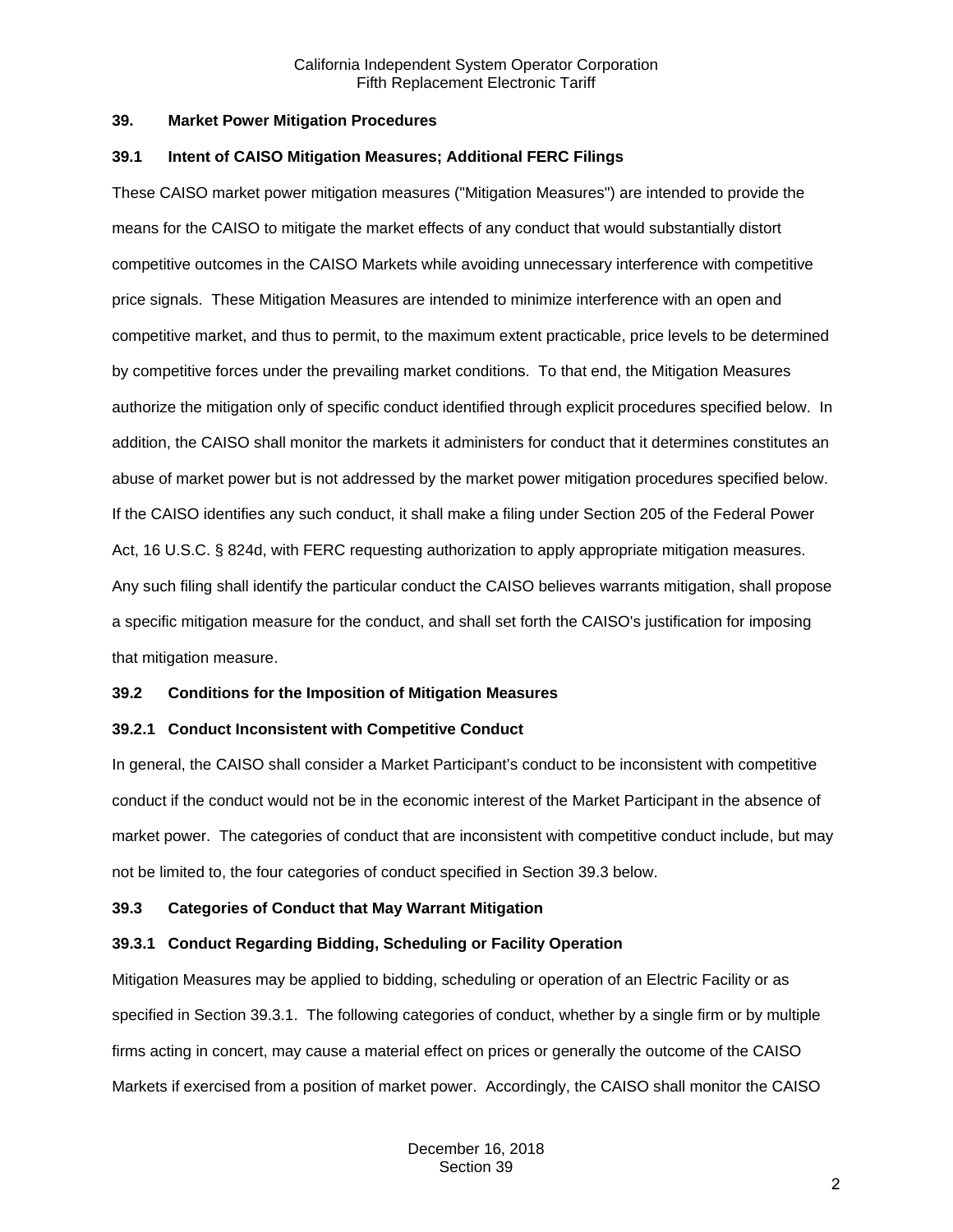## 39. Market Power Mitigation Procedures

### 39.1 Intent of CAISO Mitigation Measures; Additional FERC Filings

These CAISO market power mitigation measures ("Mitigation Measures") are intended to provide the means for the CAISO to mitigate the market effects of any conduct that would substantially distort competitive outcomes in the CAISO Markets while avoiding unnecessary interference with competitive price signals. These Mitigation Measures are intended to minimize interference with an open and competitive market, and thus to permit, to the maximum extent practicable, price levels to be determined by competitive forces under the prevailing market conditions. To that end, the Mitigation Measures authorize the mitigation only of specific conduct identified through explicit procedures specified below. In addition, the CAISO shall monitor the markets it administers for conduct that it determines constitutes an abuse of market power but is not addressed by the market power mitigation procedures specified below. If the CAISO identifies any such conduct, it shall make a filing under Section 205 of the Federal Power Act, 16 U.S.C. § 824d, with FERC requesting authorization to apply appropriate mitigation measures. Any such filing shall identify the particular conduct the CAISO believes warrants mitigation, shall propose a specific mitigation measure for the conduct, and shall set forth the CAISO's justification for imposing that mitigation measure.

### 39.2 Conditions for the Imposition of Mitigation Measures

#### 39.2.1 Conduct Inconsistent with Competitive Conduct

In general, the CAISO shall consider a Market Participant's conduct to be inconsistent with competitive conduct if the conduct would not be in the economic interest of the Market Participant in the absence of market power. The categories of conduct that are inconsistent with competitive conduct include, but may not be limited to, the four categories of conduct specified in Section 39.3 below.

### 39.3 Categories of Conduct that May Warrant Mitigation

#### 39.3.1 Conduct Regarding Bidding, Scheduling or Facility Operation

Mitigation Measures may be applied to bidding, scheduling or operation of an Electric Facility or as specified in Section 39.3.1. The following categories of conduct, whether by a single firm or by multiple firms acting in concert, may cause a material effect on prices or generally the outcome of the CAISO Markets if exercised from a position of market power. Accordingly, the CAISO shall monitor the CAISO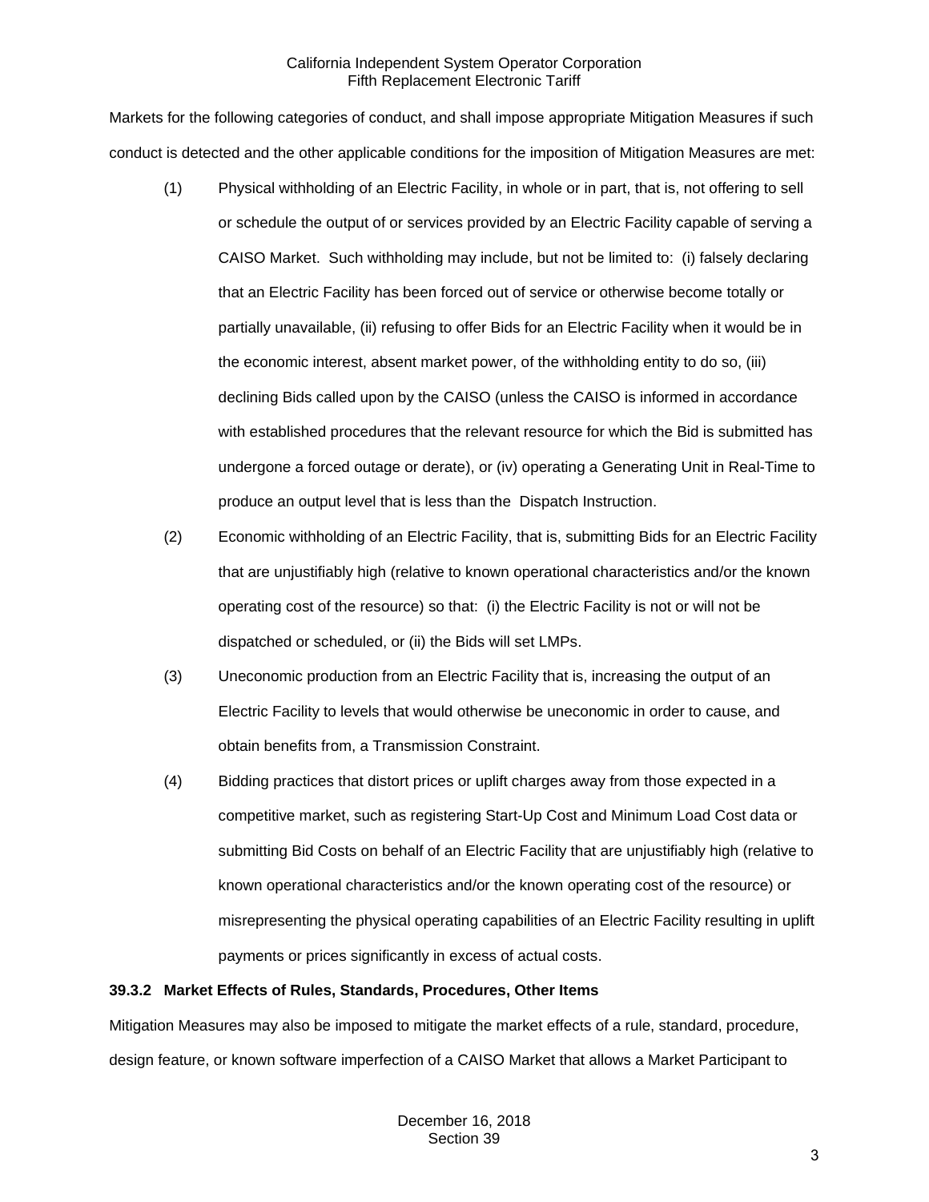Markets for the following categories of conduct, and shall impose appropriate Mitigation Measures if such conduct is detected and the other applicable conditions for the imposition of Mitigation Measures are met:

(1) Physical withholding of an Electric Facility, in whole or in part, that is, not offering to sell or schedule the output of or services provided by an Electric Facility capable of serving a CAISO Market. Such withholding may include, but not be limited to: (i) falsely declaring that an Electric Facility has been forced out of service or otherwise become totally or partially unavailable, (ii) refusing to offer Bids for an Electric Facility when it would be in the economic interest, absent market power, of the withholding entity to do so, (iii) declining Bids called upon by the CAISO (unless the CAISO is informed in accordance with established procedures that the relevant resource for which the Bid is submitted has undergone a forced outage or derate), or (iv) operating a Generating Unit in Real-Time to produce an output level that is less than the Dispatch Instruction.

(2) Economic withholding of an Electric Facility, that is, submitting Bids for an Electric Facility that are unjustifiably high (relative to known operational characteristics and/or the known operating cost of the resource) so that: (i) the Electric Facility is not or will not be dispatched or scheduled, or (ii) the Bids will set LMPs.

(3) Uneconomic production from an Electric Facility that is, increasing the output of an Electric Facility to levels that would otherwise be uneconomic in order to cause, and obtain benefits from, a Transmission Constraint.

(4) Bidding practices that distort prices or uplift charges away from those expected in a competitive market, such as registering Start-Up Cost and Minimum Load Cost data or submitting Bid Costs on behalf of an Electric Facility that are unjustifiably high (relative to known operational characteristics and/or the known operating cost of the resource) or misrepresenting the physical operating capabilities of an Electric Facility resulting in uplift payments or prices significantly in excess of actual costs.

### 39.3.2 Market Effects of Rules, Standards, Procedures, Other Items

Mitigation Measures may also be imposed to mitigate the market effects of a rule, standard, procedure, design feature, or known software imperfection of a CAISO Market that allows a Market Participant to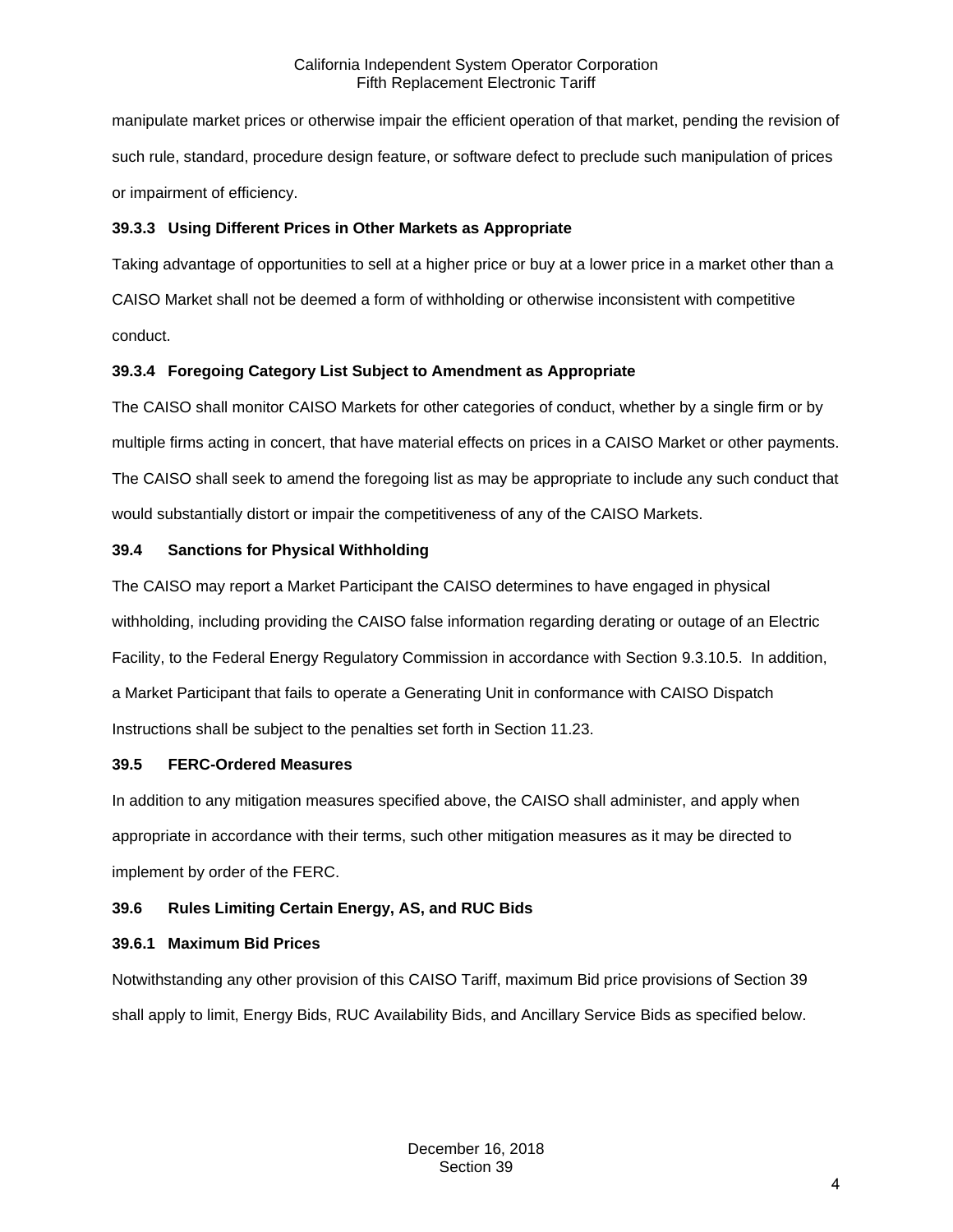manipulate market prices or otherwise impair the efficient operation of that market, pending the revision of such rule, standard, procedure design feature, or software defect to preclude such manipulation of prices or impairment of efficiency.

#### 39.3.3 Using Different Prices in Other Markets as Appropriate

Taking advantage of opportunities to sell at a higher price or buy at a lower price in a market other than a CAISO Market shall not be deemed a form of withholding or otherwise inconsistent with competitive conduct.

#### 39.3.4 Foregoing Category List Subject to Amendment as Appropriate

The CAISO shall monitor CAISO Markets for other categories of conduct, whether by a single firm or by multiple firms acting in concert, that have material effects on prices in a CAISO Market or other payments. The CAISO shall seek to amend the foregoing list as may be appropriate to include any such conduct that would substantially distort or impair the competitiveness of any of the CAISO Markets.

### 39.4 Sanctions for Physical Withholding

The CAISO may report a Market Participant the CAISO determines to have engaged in physical withholding, including providing the CAISO false information regarding derating or outage of an Electric Facility, to the Federal Energy Regulatory Commission in accordance with Section 9.3.10.5. In addition, a Market Participant that fails to operate a Generating Unit in conformance with CAISO Dispatch Instructions shall be subject to the penalties set forth in Section 11.23.

### 39.5 FERC-Ordered Measures

In addition to any mitigation measures specified above, the CAISO shall administer, and apply when appropriate in accordance with their terms, such other mitigation measures as it may be directed to implement by order of the FERC.

### 39.6 Rules Limiting Certain Energy, AS, and RUC Bids

#### 39.6.1 Maximum Bid Prices

Notwithstanding any other provision of this CAISO Tariff, maximum Bid price provisions of Section 39 shall apply to limit, Energy Bids, RUC Availability Bids, and Ancillary Service Bids as specified below.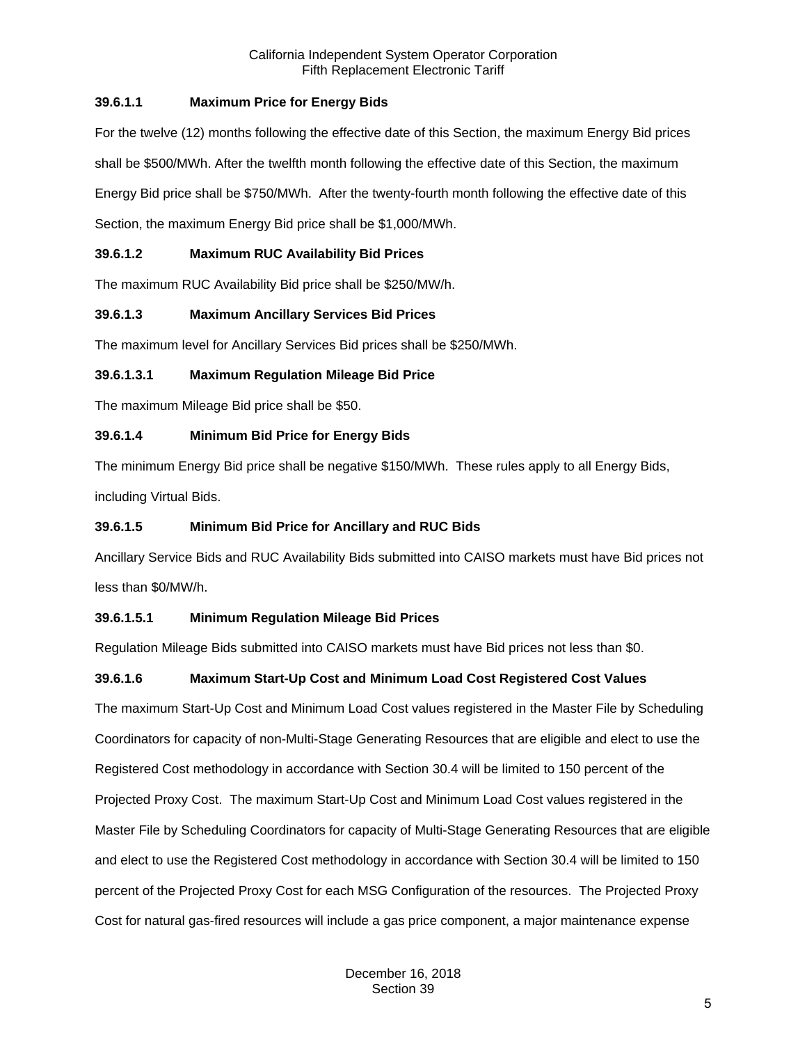#### 39.6.1.1 Maximum Price for Energy Bids

For the twelve (12) months following the effective date of this Section, the maximum Energy Bid prices shall be $500/MWh. After the twelfth month following the effective date of this Section, the maximum Energy Bid price shall be $750/MWh. After the twenty-fourth month following the effective date of this Section, the maximum Energy Bid price shall be $1,000/MWh.

#### 39.6.1.2 Maximum RUC Availability Bid Prices

The maximum RUC Availability Bid price shall be $250/MW/h.

#### 39.6.1.3 Maximum Ancillary Services Bid Prices

The maximum level for Ancillary Services Bid prices shall be $250/MWh.

#### 39.6.1.3.1 Maximum Regulation Mileage Bid Price

The maximum Mileage Bid price shall be $50.

#### 39.6.1.4 Minimum Bid Price for Energy Bids

The minimum Energy Bid price shall be negative $150/MWh. These rules apply to all Energy Bids, including Virtual Bids.

#### 39.6.1.5 Minimum Bid Price for Ancillary and RUC Bids

Ancillary Service Bids and RUC Availability Bids submitted into CAISO markets must have Bid prices not less than $0/MW/h.

#### 39.6.1.5.1 Minimum Regulation Mileage Bid Prices

Regulation Mileage Bids submitted into CAISO markets must have Bid prices not less than $0.

#### 39.6.1.6 Maximum Start-Up Cost and Minimum Load Cost Registered Cost Values

The maximum Start-Up Cost and Minimum Load Cost values registered in the Master File by Scheduling Coordinators for capacity of non-Multi-Stage Generating Resources that are eligible and elect to use the Registered Cost methodology in accordance with Section 30.4 will be limited to 150 percent of the Projected Proxy Cost. The maximum Start-Up Cost and Minimum Load Cost values registered in the Master File by Scheduling Coordinators for capacity of Multi-Stage Generating Resources that are eligible and elect to use the Registered Cost methodology in accordance with Section 30.4 will be limited to 150 percent of the Projected Proxy Cost for each MSG Configuration of the resources. The Projected Proxy Cost for natural gas-fired resources will include a gas price component, a major maintenance expense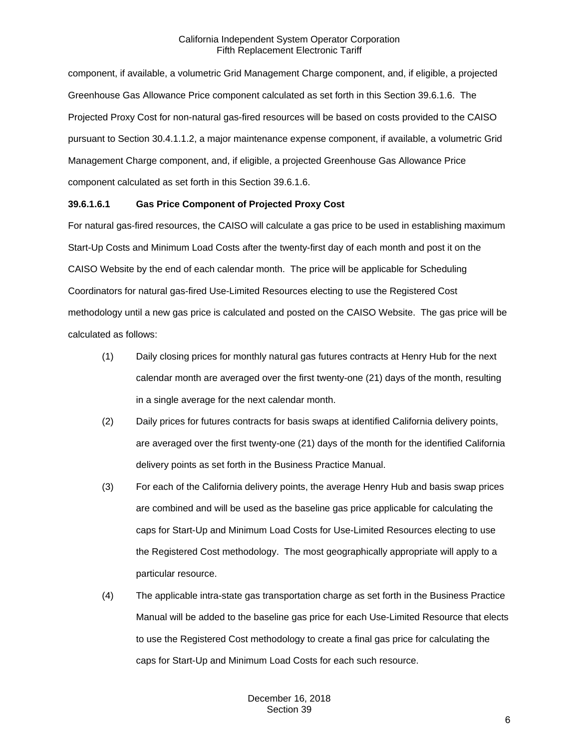component, if available, a volumetric Grid Management Charge component, and, if eligible, a projected Greenhouse Gas Allowance Price component calculated as set forth in this Section 39.6.1.6. The Projected Proxy Cost for non-natural gas-fired resources will be based on costs provided to the CAISO pursuant to Section 30.4.1.1.2, a major maintenance expense component, if available, a volumetric Grid Management Charge component, and, if eligible, a projected Greenhouse Gas Allowance Price component calculated as set forth in this Section 39.6.1.6.

**39.6.1.6.1 Gas Price Component of Projected Proxy Cost**

For natural gas-fired resources, the CAISO will calculate a gas price to be used in establishing maximum Start-Up Costs and Minimum Load Costs after the twenty-first day of each month and post it on the CAISO Website by the end of each calendar month. The price will be applicable for Scheduling Coordinators for natural gas-fired Use-Limited Resources electing to use the Registered Cost methodology until a new gas price is calculated and posted on the CAISO Website. The gas price will be calculated as follows:

(1) Daily closing prices for monthly natural gas futures contracts at Henry Hub for the next calendar month are averaged over the first twenty-one (21) days of the month, resulting in a single average for the next calendar month.

(2) Daily prices for futures contracts for basis swaps at identified California delivery points, are averaged over the first twenty-one (21) days of the month for the identified California delivery points as set forth in the Business Practice Manual.

(3) For each of the California delivery points, the average Henry Hub and basis swap prices are combined and will be used as the baseline gas price applicable for calculating the caps for Start-Up and Minimum Load Costs for Use-Limited Resources electing to use the Registered Cost methodology. The most geographically appropriate will apply to a particular resource.

(4) The applicable intra-state gas transportation charge as set forth in the Business Practice Manual will be added to the baseline gas price for each Use-Limited Resource that elects to use the Registered Cost methodology to create a final gas price for calculating the caps for Start-Up and Minimum Load Costs for each such resource.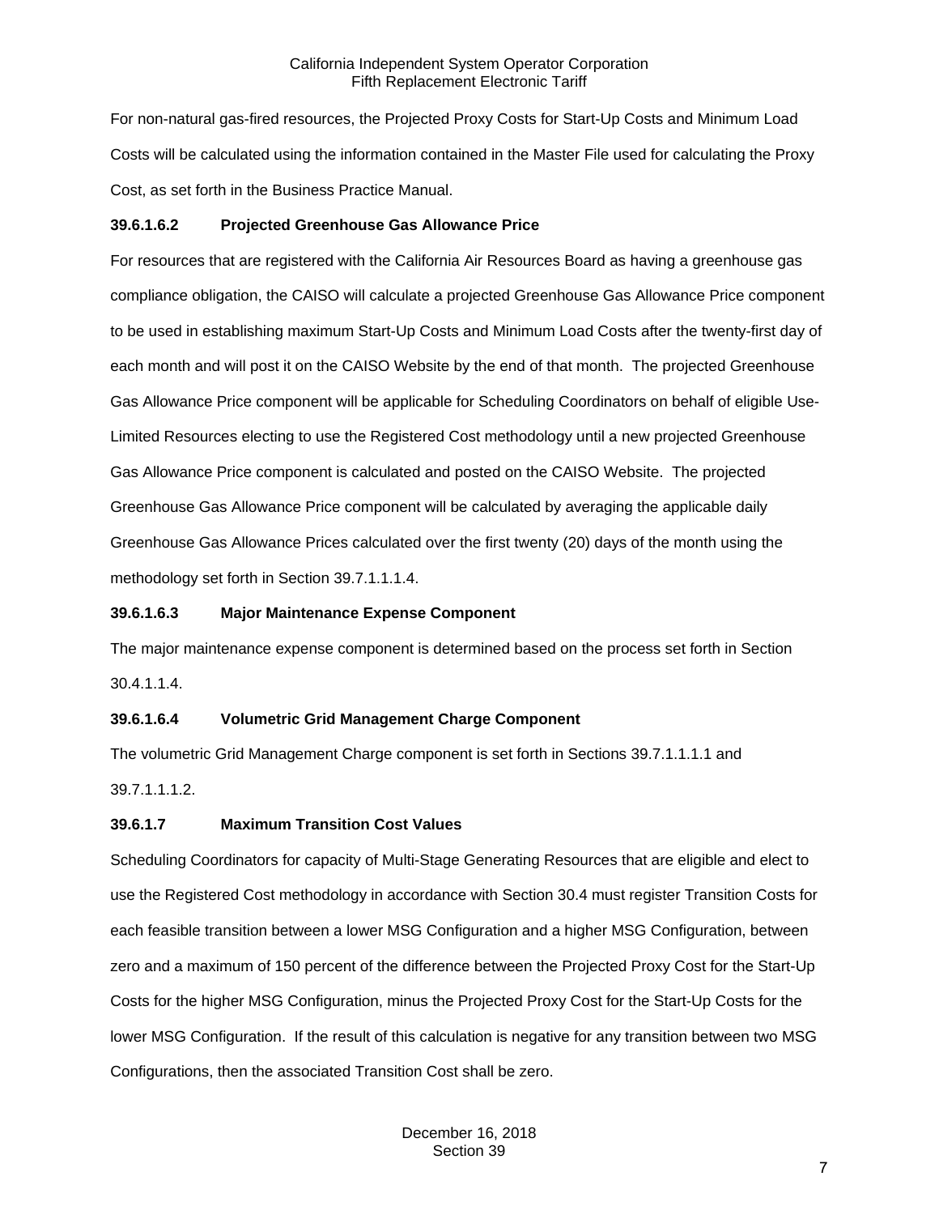For non-natural gas-fired resources, the Projected Proxy Costs for Start-Up Costs and Minimum Load Costs will be calculated using the information contained in the Master File used for calculating the Proxy Cost, as set forth in the Business Practice Manual.

**39.6.1.6.2 Projected Greenhouse Gas Allowance Price**

For resources that are registered with the California Air Resources Board as having a greenhouse gas compliance obligation, the CAISO will calculate a projected Greenhouse Gas Allowance Price component to be used in establishing maximum Start-Up Costs and Minimum Load Costs after the twenty-first day of each month and will post it on the CAISO Website by the end of that month. The projected Greenhouse Gas Allowance Price component will be applicable for Scheduling Coordinators on behalf of eligible Use-Limited Resources electing to use the Registered Cost methodology until a new projected Greenhouse Gas Allowance Price component is calculated and posted on the CAISO Website. The projected Greenhouse Gas Allowance Price component will be calculated by averaging the applicable daily Greenhouse Gas Allowance Prices calculated over the first twenty (20) days of the month using the methodology set forth in Section 39.7.1.1.1.4.

**39.6.1.6.3 Major Maintenance Expense Component**

The major maintenance expense component is determined based on the process set forth in Section 30.4.1.1.4.

**39.6.1.6.4 Volumetric Grid Management Charge Component**

The volumetric Grid Management Charge component is set forth in Sections 39.7.1.1.1.1 and 39.7.1.1.1.2.

**39.6.1.7 Maximum Transition Cost Values**

Scheduling Coordinators for capacity of Multi-Stage Generating Resources that are eligible and elect to use the Registered Cost methodology in accordance with Section 30.4 must register Transition Costs for each feasible transition between a lower MSG Configuration and a higher MSG Configuration, between zero and a maximum of 150 percent of the difference between the Projected Proxy Cost for the Start-Up Costs for the higher MSG Configuration, minus the Projected Proxy Cost for the Start-Up Costs for the lower MSG Configuration. If the result of this calculation is negative for any transition between two MSG Configurations, then the associated Transition Cost shall be zero.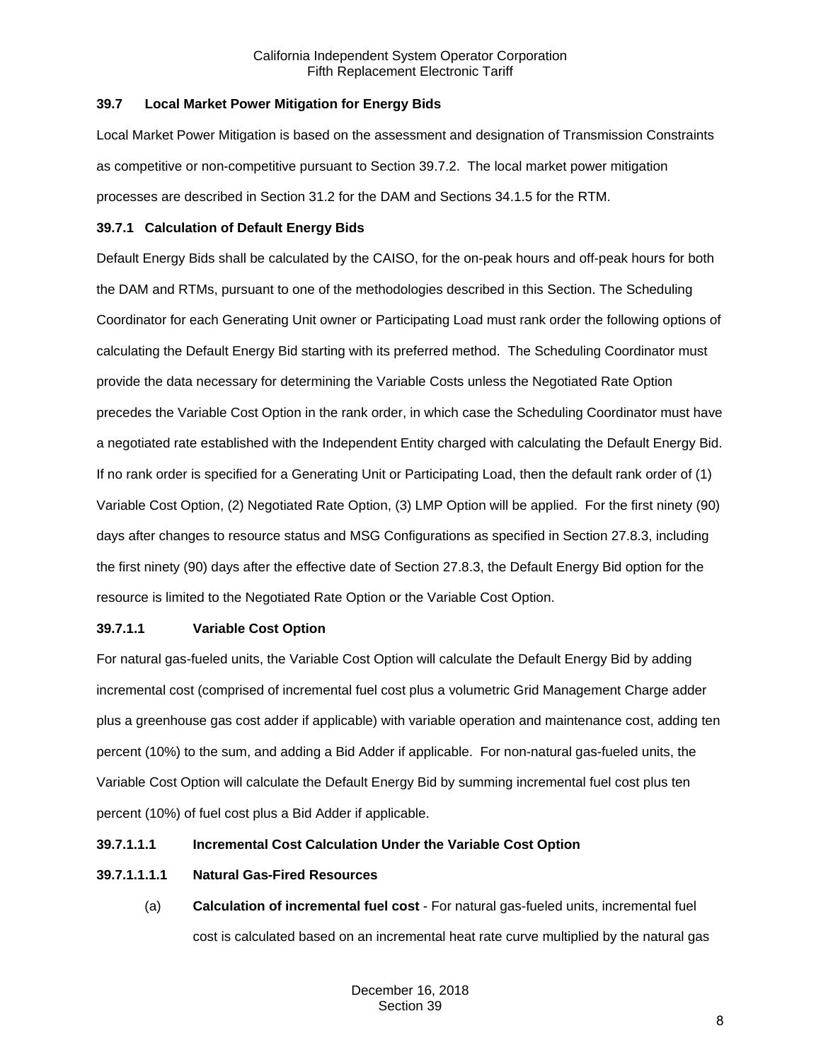## 39.7 Local Market Power Mitigation for Energy Bids

Local Market Power Mitigation is based on the assessment and designation of Transmission Constraints as competitive or non-competitive pursuant to Section 39.7.2. The local market power mitigation processes are described in Section 31.2 for the DAM and Sections 34.1.5 for the RTM.

### 39.7.1 Calculation of Default Energy Bids

Default Energy Bids shall be calculated by the CAISO, for the on-peak hours and off-peak hours for both the DAM and RTMs, pursuant to one of the methodologies described in this Section. The Scheduling Coordinator for each Generating Unit owner or Participating Load must rank order the following options of calculating the Default Energy Bid starting with its preferred method. The Scheduling Coordinator must provide the data necessary for determining the Variable Costs unless the Negotiated Rate Option precedes the Variable Cost Option in the rank order, in which case the Scheduling Coordinator must have a negotiated rate established with the Independent Entity charged with calculating the Default Energy Bid. If no rank order is specified for a Generating Unit or Participating Load, then the default rank order of (1) Variable Cost Option, (2) Negotiated Rate Option, (3) LMP Option will be applied. For the first ninety (90) days after changes to resource status and MSG Configurations as specified in Section 27.8.3, including the first ninety (90) days after the effective date of Section 27.8.3, the Default Energy Bid option for the resource is limited to the Negotiated Rate Option or the Variable Cost Option.

#### 39.7.1.1 Variable Cost Option

For natural gas-fueled units, the Variable Cost Option will calculate the Default Energy Bid by adding incremental cost (comprised of incremental fuel cost plus a volumetric Grid Management Charge adder plus a greenhouse gas cost adder if applicable) with variable operation and maintenance cost, adding ten percent (10%) to the sum, and adding a Bid Adder if applicable. For non-natural gas-fueled units, the Variable Cost Option will calculate the Default Energy Bid by summing incremental fuel cost plus ten percent (10%) of fuel cost plus a Bid Adder if applicable.

##### 39.7.1.1.1 Incremental Cost Calculation Under the Variable Cost Option

##### 39.7.1.1.1.1 Natural Gas-Fired Resources

(a) **Calculation of incremental fuel cost** - For natural gas-fueled units, incremental fuel cost is calculated based on an incremental heat rate curve multiplied by the natural gas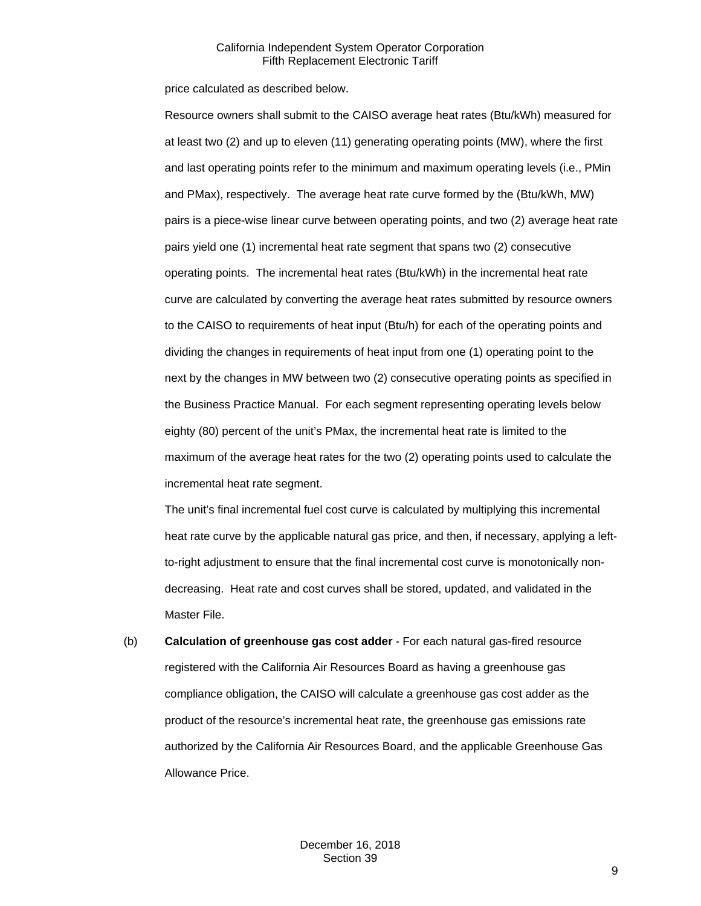price calculated as described below.

Resource owners shall submit to the CAISO average heat rates (Btu/kWh) measured for at least two (2) and up to eleven (11) generating operating points (MW), where the first and last operating points refer to the minimum and maximum operating levels (i.e., PMin and PMax), respectively. The average heat rate curve formed by the (Btu/kWh, MW) pairs is a piece-wise linear curve between operating points, and two (2) average heat rate pairs yield one (1) incremental heat rate segment that spans two (2) consecutive operating points. The incremental heat rates (Btu/kWh) in the incremental heat rate curve are calculated by converting the average heat rates submitted by resource owners to the CAISO to requirements of heat input (Btu/h) for each of the operating points and dividing the changes in requirements of heat input from one (1) operating point to the next by the changes in MW between two (2) consecutive operating points as specified in the Business Practice Manual. For each segment representing operating levels below eighty (80) percent of the unit's PMax, the incremental heat rate is limited to the maximum of the average heat rates for the two (2) operating points used to calculate the incremental heat rate segment.

The unit's final incremental fuel cost curve is calculated by multiplying this incremental heat rate curve by the applicable natural gas price, and then, if necessary, applying a left-to-right adjustment to ensure that the final incremental cost curve is monotonically non-decreasing. Heat rate and cost curves shall be stored, updated, and validated in the Master File.

(b) **Calculation of greenhouse gas cost adder** - For each natural gas-fired resource registered with the California Air Resources Board as having a greenhouse gas compliance obligation, the CAISO will calculate a greenhouse gas cost adder as the product of the resource's incremental heat rate, the greenhouse gas emissions rate authorized by the California Air Resources Board, and the applicable Greenhouse Gas Allowance Price.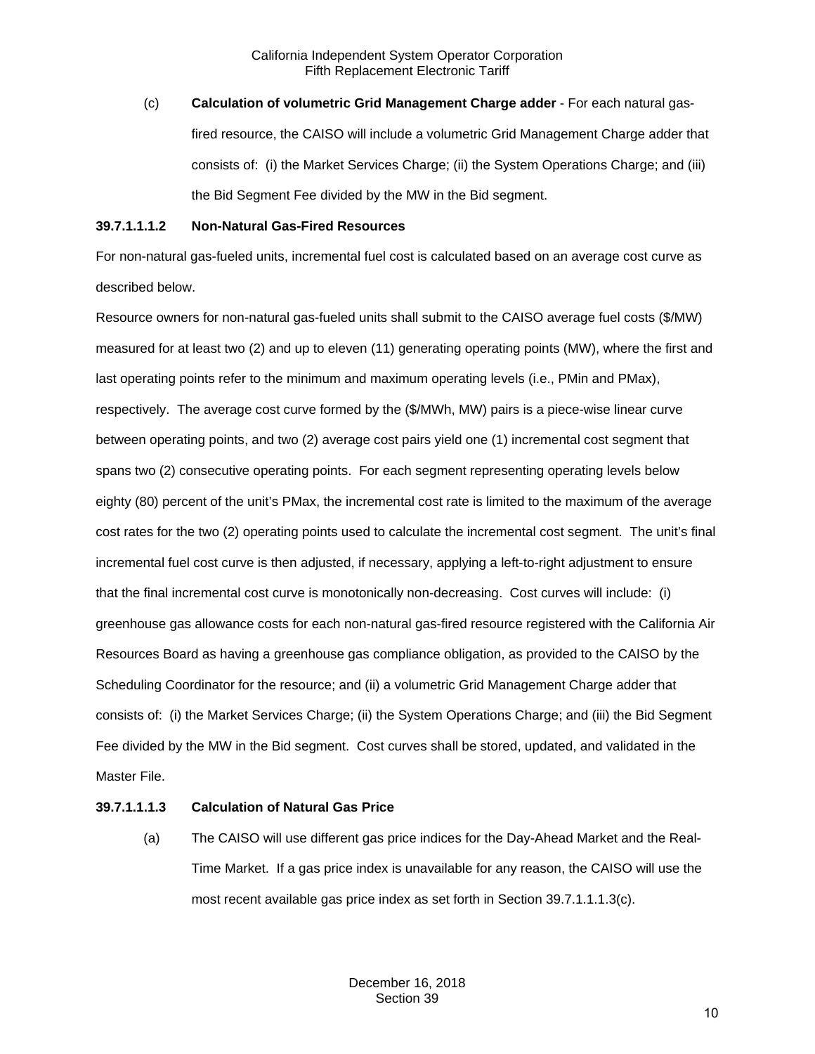(c) **Calculation of volumetric Grid Management Charge adder** - For each natural gas-fired resource, the CAISO will include a volumetric Grid Management Charge adder that consists of: (i) the Market Services Charge; (ii) the System Operations Charge; and (iii) the Bid Segment Fee divided by the MW in the Bid segment.

**39.7.1.1.1.2 Non-Natural Gas-Fired Resources**

For non-natural gas-fueled units, incremental fuel cost is calculated based on an average cost curve as described below.

Resource owners for non-natural gas-fueled units shall submit to the CAISO average fuel costs ($/MW) measured for at least two (2) and up to eleven (11) generating operating points (MW), where the first and last operating points refer to the minimum and maximum operating levels (i.e., PMin and PMax), respectively. The average cost curve formed by the ($/MWh, MW) pairs is a piece-wise linear curve between operating points, and two (2) average cost pairs yield one (1) incremental cost segment that spans two (2) consecutive operating points. For each segment representing operating levels below eighty (80) percent of the unit's PMax, the incremental cost rate is limited to the maximum of the average cost rates for the two (2) operating points used to calculate the incremental cost segment. The unit's final incremental fuel cost curve is then adjusted, if necessary, applying a left-to-right adjustment to ensure that the final incremental cost curve is monotonically non-decreasing. Cost curves will include: (i) greenhouse gas allowance costs for each non-natural gas-fired resource registered with the California Air Resources Board as having a greenhouse gas compliance obligation, as provided to the CAISO by the Scheduling Coordinator for the resource; and (ii) a volumetric Grid Management Charge adder that consists of: (i) the Market Services Charge; (ii) the System Operations Charge; and (iii) the Bid Segment Fee divided by the MW in the Bid segment. Cost curves shall be stored, updated, and validated in the Master File.

**39.7.1.1.1.3 Calculation of Natural Gas Price**

(a) The CAISO will use different gas price indices for the Day-Ahead Market and the Real-Time Market. If a gas price index is unavailable for any reason, the CAISO will use the most recent available gas price index as set forth in Section 39.7.1.1.1.3(c).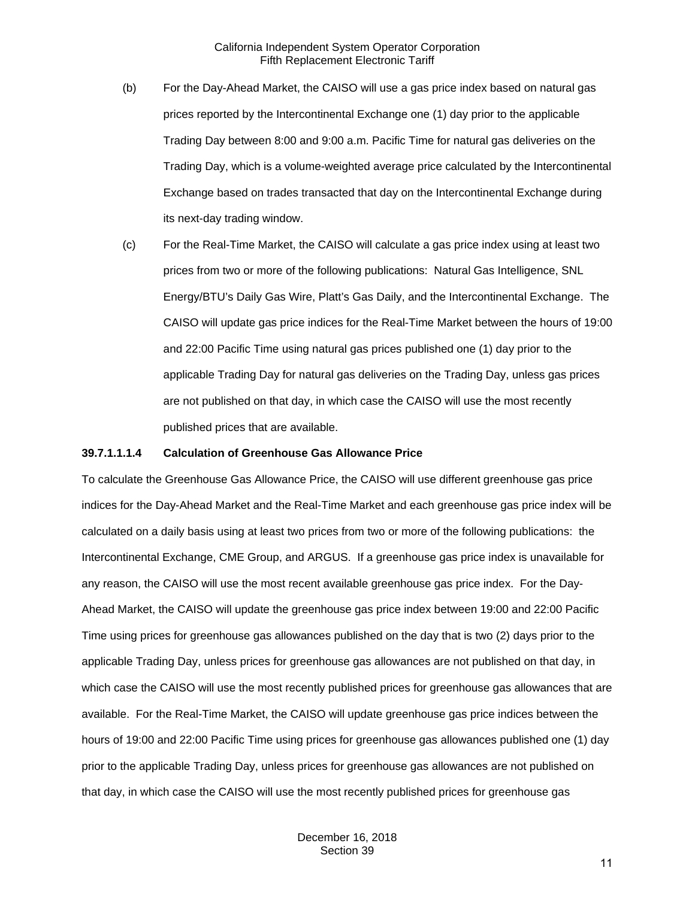(b) For the Day-Ahead Market, the CAISO will use a gas price index based on natural gas prices reported by the Intercontinental Exchange one (1) day prior to the applicable Trading Day between 8:00 and 9:00 a.m. Pacific Time for natural gas deliveries on the Trading Day, which is a volume-weighted average price calculated by the Intercontinental Exchange based on trades transacted that day on the Intercontinental Exchange during its next-day trading window.

(c) For the Real-Time Market, the CAISO will calculate a gas price index using at least two prices from two or more of the following publications: Natural Gas Intelligence, SNL Energy/BTU's Daily Gas Wire, Platt's Gas Daily, and the Intercontinental Exchange. The CAISO will update gas price indices for the Real-Time Market between the hours of 19:00 and 22:00 Pacific Time using natural gas prices published one (1) day prior to the applicable Trading Day for natural gas deliveries on the Trading Day, unless gas prices are not published on that day, in which case the CAISO will use the most recently published prices that are available.

**39.7.1.1.1.4 Calculation of Greenhouse Gas Allowance Price**

To calculate the Greenhouse Gas Allowance Price, the CAISO will use different greenhouse gas price indices for the Day-Ahead Market and the Real-Time Market and each greenhouse gas price index will be calculated on a daily basis using at least two prices from two or more of the following publications: the Intercontinental Exchange, CME Group, and ARGUS. If a greenhouse gas price index is unavailable for any reason, the CAISO will use the most recent available greenhouse gas price index. For the Day-Ahead Market, the CAISO will update the greenhouse gas price index between 19:00 and 22:00 Pacific Time using prices for greenhouse gas allowances published on the day that is two (2) days prior to the applicable Trading Day, unless prices for greenhouse gas allowances are not published on that day, in which case the CAISO will use the most recently published prices for greenhouse gas allowances that are available. For the Real-Time Market, the CAISO will update greenhouse gas price indices between the hours of 19:00 and 22:00 Pacific Time using prices for greenhouse gas allowances published one (1) day prior to the applicable Trading Day, unless prices for greenhouse gas allowances are not published on that day, in which case the CAISO will use the most recently published prices for greenhouse gas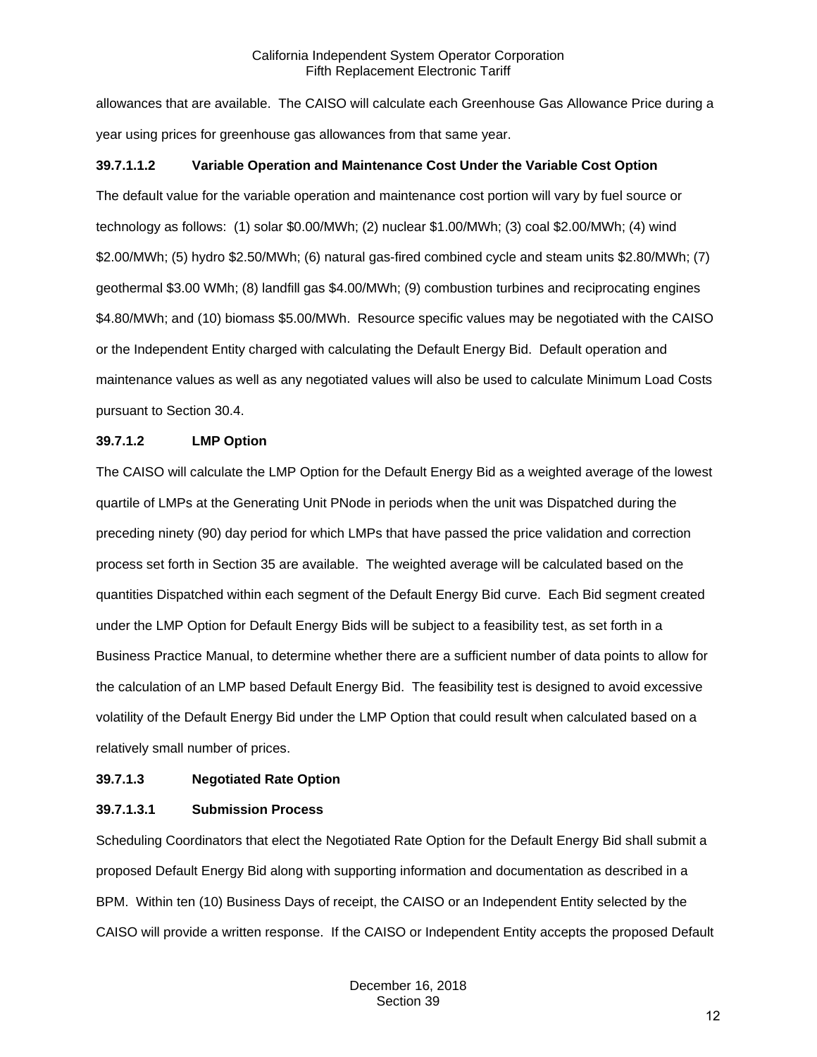allowances that are available. The CAISO will calculate each Greenhouse Gas Allowance Price during a year using prices for greenhouse gas allowances from that same year.

**39.7.1.1.2 Variable Operation and Maintenance Cost Under the Variable Cost Option**

The default value for the variable operation and maintenance cost portion will vary by fuel source or technology as follows: (1) solar $0.00/MWh; (2) nuclear $1.00/MWh; (3) coal $2.00/MWh; (4) wind $2.00/MWh; (5) hydro $2.50/MWh; (6) natural gas-fired combined cycle and steam units $2.80/MWh; (7) geothermal $3.00 WMh; (8) landfill gas $4.00/MWh; (9) combustion turbines and reciprocating engines $4.80/MWh; and (10) biomass $5.00/MWh. Resource specific values may be negotiated with the CAISO or the Independent Entity charged with calculating the Default Energy Bid. Default operation and maintenance values as well as any negotiated values will also be used to calculate Minimum Load Costs pursuant to Section 30.4.

**39.7.1.2 LMP Option**

The CAISO will calculate the LMP Option for the Default Energy Bid as a weighted average of the lowest quartile of LMPs at the Generating Unit PNode in periods when the unit was Dispatched during the preceding ninety (90) day period for which LMPs that have passed the price validation and correction process set forth in Section 35 are available. The weighted average will be calculated based on the quantities Dispatched within each segment of the Default Energy Bid curve. Each Bid segment created under the LMP Option for Default Energy Bids will be subject to a feasibility test, as set forth in a Business Practice Manual, to determine whether there are a sufficient number of data points to allow for the calculation of an LMP based Default Energy Bid. The feasibility test is designed to avoid excessive volatility of the Default Energy Bid under the LMP Option that could result when calculated based on a relatively small number of prices.

**39.7.1.3 Negotiated Rate Option**

**39.7.1.3.1 Submission Process**

Scheduling Coordinators that elect the Negotiated Rate Option for the Default Energy Bid shall submit a proposed Default Energy Bid along with supporting information and documentation as described in a BPM. Within ten (10) Business Days of receipt, the CAISO or an Independent Entity selected by the CAISO will provide a written response. If the CAISO or Independent Entity accepts the proposed Default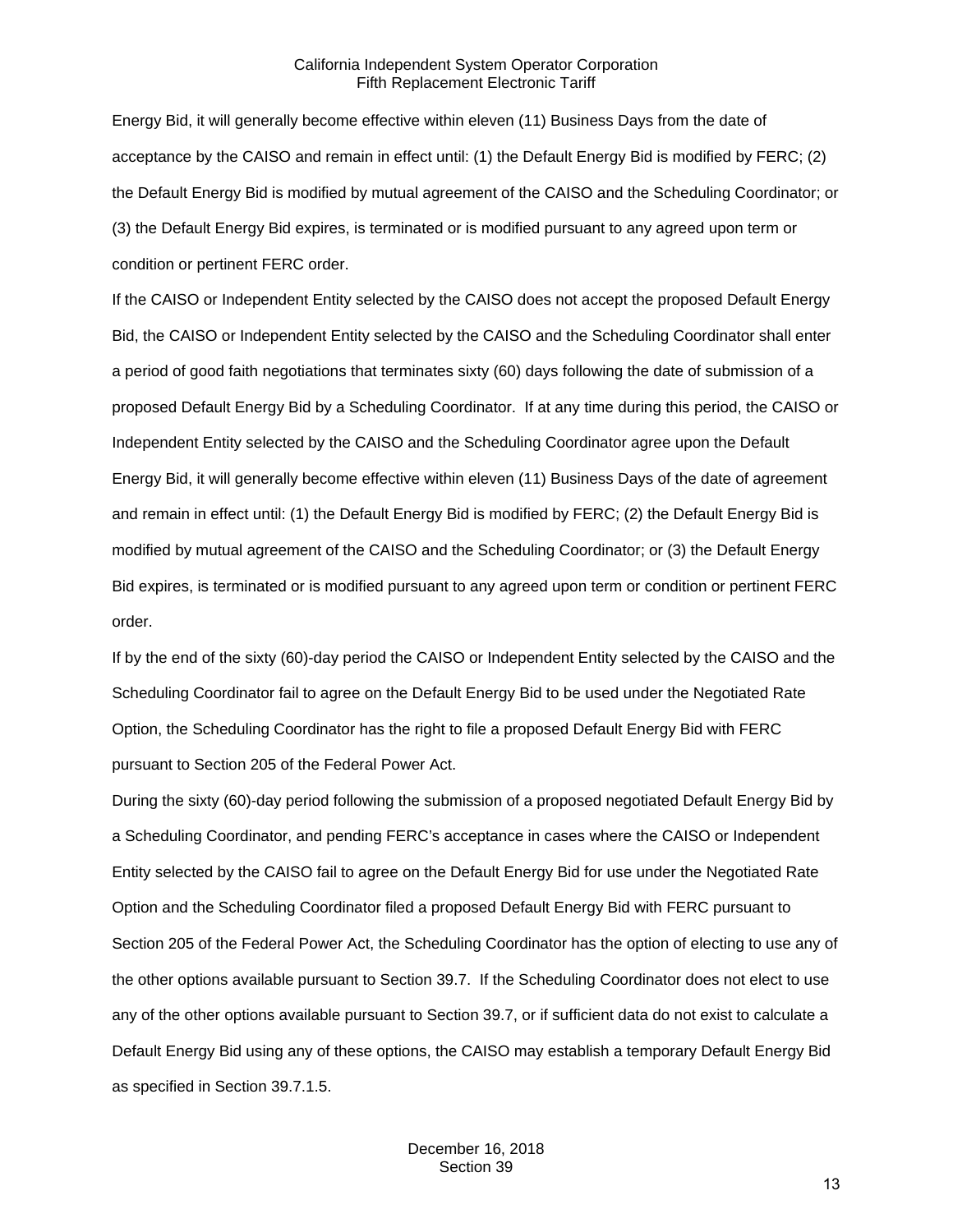Energy Bid, it will generally become effective within eleven (11) Business Days from the date of acceptance by the CAISO and remain in effect until: (1) the Default Energy Bid is modified by FERC; (2) the Default Energy Bid is modified by mutual agreement of the CAISO and the Scheduling Coordinator; or (3) the Default Energy Bid expires, is terminated or is modified pursuant to any agreed upon term or condition or pertinent FERC order.

If the CAISO or Independent Entity selected by the CAISO does not accept the proposed Default Energy Bid, the CAISO or Independent Entity selected by the CAISO and the Scheduling Coordinator shall enter a period of good faith negotiations that terminates sixty (60) days following the date of submission of a proposed Default Energy Bid by a Scheduling Coordinator. If at any time during this period, the CAISO or Independent Entity selected by the CAISO and the Scheduling Coordinator agree upon the Default Energy Bid, it will generally become effective within eleven (11) Business Days of the date of agreement and remain in effect until: (1) the Default Energy Bid is modified by FERC; (2) the Default Energy Bid is modified by mutual agreement of the CAISO and the Scheduling Coordinator; or (3) the Default Energy Bid expires, is terminated or is modified pursuant to any agreed upon term or condition or pertinent FERC order.

If by the end of the sixty (60)-day period the CAISO or Independent Entity selected by the CAISO and the Scheduling Coordinator fail to agree on the Default Energy Bid to be used under the Negotiated Rate Option, the Scheduling Coordinator has the right to file a proposed Default Energy Bid with FERC pursuant to Section 205 of the Federal Power Act.

During the sixty (60)-day period following the submission of a proposed negotiated Default Energy Bid by a Scheduling Coordinator, and pending FERC's acceptance in cases where the CAISO or Independent Entity selected by the CAISO fail to agree on the Default Energy Bid for use under the Negotiated Rate Option and the Scheduling Coordinator filed a proposed Default Energy Bid with FERC pursuant to Section 205 of the Federal Power Act, the Scheduling Coordinator has the option of electing to use any of the other options available pursuant to Section 39.7. If the Scheduling Coordinator does not elect to use any of the other options available pursuant to Section 39.7, or if sufficient data do not exist to calculate a Default Energy Bid using any of these options, the CAISO may establish a temporary Default Energy Bid as specified in Section 39.7.1.5.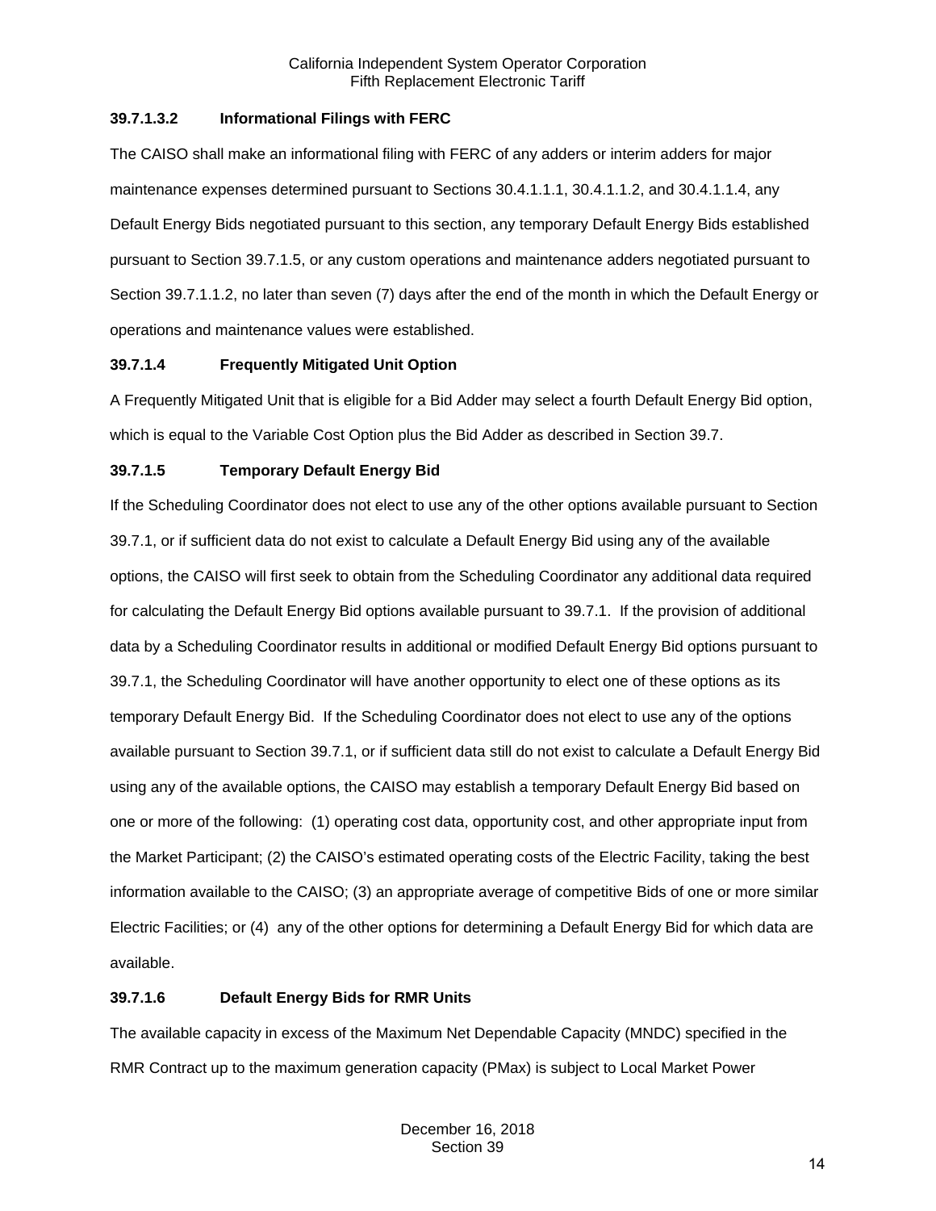#### 39.7.1.3.2 Informational Filings with FERC

The CAISO shall make an informational filing with FERC of any adders or interim adders for major maintenance expenses determined pursuant to Sections 30.4.1.1.1, 30.4.1.1.2, and 30.4.1.1.4, any Default Energy Bids negotiated pursuant to this section, any temporary Default Energy Bids established pursuant to Section 39.7.1.5, or any custom operations and maintenance adders negotiated pursuant to Section 39.7.1.1.2, no later than seven (7) days after the end of the month in which the Default Energy or operations and maintenance values were established.

#### 39.7.1.4 Frequently Mitigated Unit Option

A Frequently Mitigated Unit that is eligible for a Bid Adder may select a fourth Default Energy Bid option, which is equal to the Variable Cost Option plus the Bid Adder as described in Section 39.7.

#### 39.7.1.5 Temporary Default Energy Bid

If the Scheduling Coordinator does not elect to use any of the other options available pursuant to Section 39.7.1, or if sufficient data do not exist to calculate a Default Energy Bid using any of the available options, the CAISO will first seek to obtain from the Scheduling Coordinator any additional data required for calculating the Default Energy Bid options available pursuant to 39.7.1. If the provision of additional data by a Scheduling Coordinator results in additional or modified Default Energy Bid options pursuant to 39.7.1, the Scheduling Coordinator will have another opportunity to elect one of these options as its temporary Default Energy Bid. If the Scheduling Coordinator does not elect to use any of the options available pursuant to Section 39.7.1, or if sufficient data still do not exist to calculate a Default Energy Bid using any of the available options, the CAISO may establish a temporary Default Energy Bid based on one or more of the following: (1) operating cost data, opportunity cost, and other appropriate input from the Market Participant; (2) the CAISO's estimated operating costs of the Electric Facility, taking the best information available to the CAISO; (3) an appropriate average of competitive Bids of one or more similar Electric Facilities; or (4) any of the other options for determining a Default Energy Bid for which data are available.

#### 39.7.1.6 Default Energy Bids for RMR Units

The available capacity in excess of the Maximum Net Dependable Capacity (MNDC) specified in the RMR Contract up to the maximum generation capacity (PMax) is subject to Local Market Power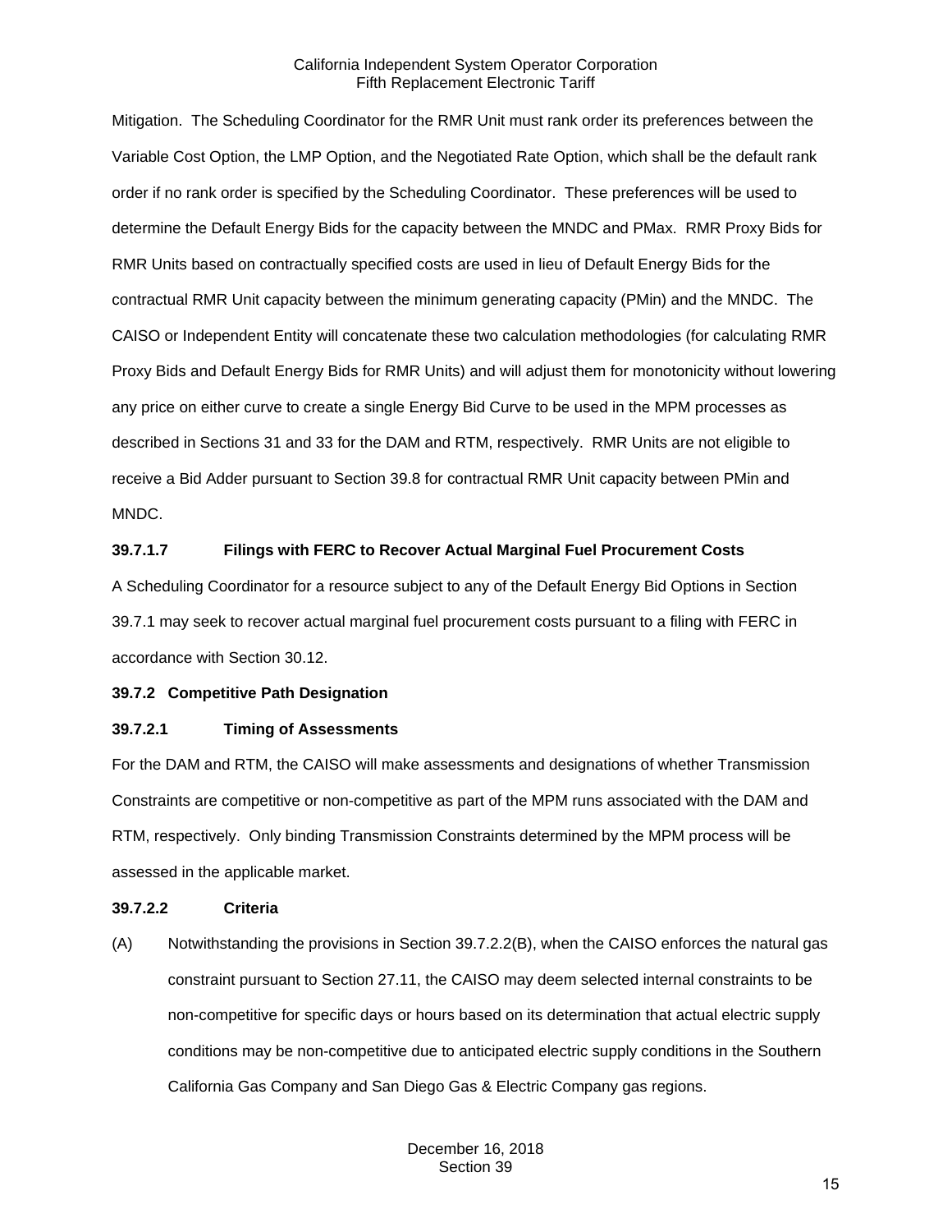Mitigation. The Scheduling Coordinator for the RMR Unit must rank order its preferences between the Variable Cost Option, the LMP Option, and the Negotiated Rate Option, which shall be the default rank order if no rank order is specified by the Scheduling Coordinator. These preferences will be used to determine the Default Energy Bids for the capacity between the MNDC and PMax. RMR Proxy Bids for RMR Units based on contractually specified costs are used in lieu of Default Energy Bids for the contractual RMR Unit capacity between the minimum generating capacity (PMin) and the MNDC. The CAISO or Independent Entity will concatenate these two calculation methodologies (for calculating RMR Proxy Bids and Default Energy Bids for RMR Units) and will adjust them for monotonicity without lowering any price on either curve to create a single Energy Bid Curve to be used in the MPM processes as described in Sections 31 and 33 for the DAM and RTM, respectively. RMR Units are not eligible to receive a Bid Adder pursuant to Section 39.8 for contractual RMR Unit capacity between PMin and MNDC.

**39.7.1.7 Filings with FERC to Recover Actual Marginal Fuel Procurement Costs**

A Scheduling Coordinator for a resource subject to any of the Default Energy Bid Options in Section 39.7.1 may seek to recover actual marginal fuel procurement costs pursuant to a filing with FERC in accordance with Section 30.12.

**39.7.2 Competitive Path Designation**

**39.7.2.1 Timing of Assessments**

For the DAM and RTM, the CAISO will make assessments and designations of whether Transmission Constraints are competitive or non-competitive as part of the MPM runs associated with the DAM and RTM, respectively. Only binding Transmission Constraints determined by the MPM process will be assessed in the applicable market.

**39.7.2.2 Criteria**

(A) Notwithstanding the provisions in Section 39.7.2.2(B), when the CAISO enforces the natural gas constraint pursuant to Section 27.11, the CAISO may deem selected internal constraints to be non-competitive for specific days or hours based on its determination that actual electric supply conditions may be non-competitive due to anticipated electric supply conditions in the Southern California Gas Company and San Diego Gas & Electric Company gas regions.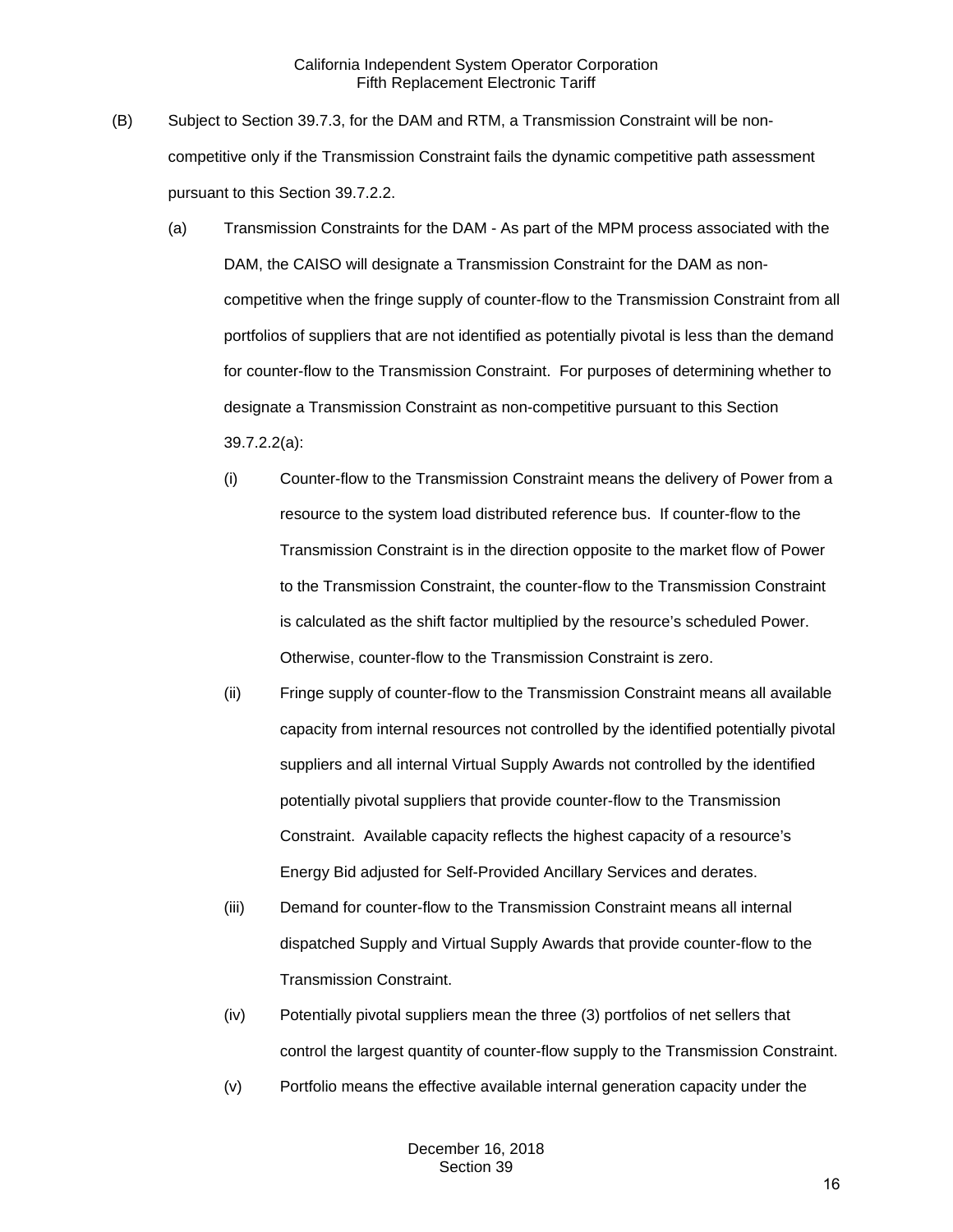(B) Subject to Section 39.7.3, for the DAM and RTM, a Transmission Constraint will be non-competitive only if the Transmission Constraint fails the dynamic competitive path assessment pursuant to this Section 39.7.2.2.

(a) Transmission Constraints for the DAM - As part of the MPM process associated with the DAM, the CAISO will designate a Transmission Constraint for the DAM as non-competitive when the fringe supply of counter-flow to the Transmission Constraint from all portfolios of suppliers that are not identified as potentially pivotal is less than the demand for counter-flow to the Transmission Constraint. For purposes of determining whether to designate a Transmission Constraint as non-competitive pursuant to this Section 39.7.2.2(a):

(i) Counter-flow to the Transmission Constraint means the delivery of Power from a resource to the system load distributed reference bus. If counter-flow to the Transmission Constraint is in the direction opposite to the market flow of Power to the Transmission Constraint, the counter-flow to the Transmission Constraint is calculated as the shift factor multiplied by the resource's scheduled Power. Otherwise, counter-flow to the Transmission Constraint is zero.

(ii) Fringe supply of counter-flow to the Transmission Constraint means all available capacity from internal resources not controlled by the identified potentially pivotal suppliers and all internal Virtual Supply Awards not controlled by the identified potentially pivotal suppliers that provide counter-flow to the Transmission Constraint. Available capacity reflects the highest capacity of a resource's Energy Bid adjusted for Self-Provided Ancillary Services and derates.

(iii) Demand for counter-flow to the Transmission Constraint means all internal dispatched Supply and Virtual Supply Awards that provide counter-flow to the Transmission Constraint.

(iv) Potentially pivotal suppliers mean the three (3) portfolios of net sellers that control the largest quantity of counter-flow supply to the Transmission Constraint.

(v) Portfolio means the effective available internal generation capacity under the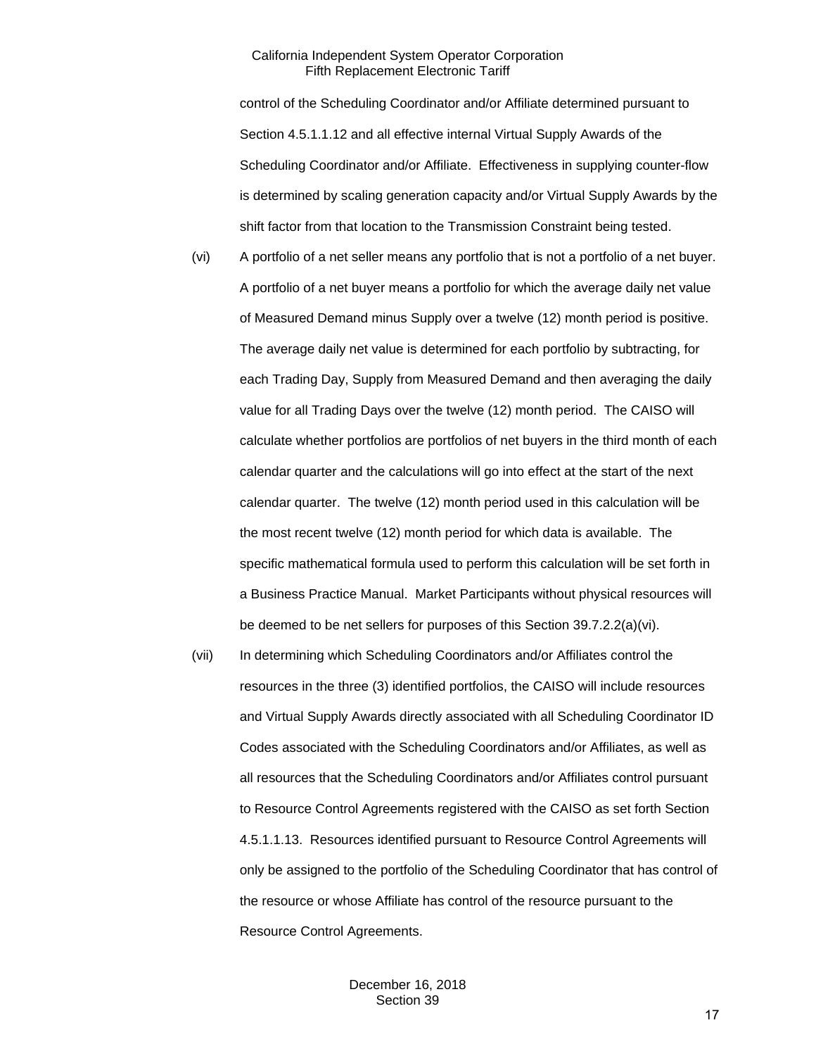control of the Scheduling Coordinator and/or Affiliate determined pursuant to Section 4.5.1.1.12 and all effective internal Virtual Supply Awards of the Scheduling Coordinator and/or Affiliate. Effectiveness in supplying counter-flow is determined by scaling generation capacity and/or Virtual Supply Awards by the shift factor from that location to the Transmission Constraint being tested.

(vi) A portfolio of a net seller means any portfolio that is not a portfolio of a net buyer. A portfolio of a net buyer means a portfolio for which the average daily net value of Measured Demand minus Supply over a twelve (12) month period is positive. The average daily net value is determined for each portfolio by subtracting, for each Trading Day, Supply from Measured Demand and then averaging the daily value for all Trading Days over the twelve (12) month period. The CAISO will calculate whether portfolios are portfolios of net buyers in the third month of each calendar quarter and the calculations will go into effect at the start of the next calendar quarter. The twelve (12) month period used in this calculation will be the most recent twelve (12) month period for which data is available. The specific mathematical formula used to perform this calculation will be set forth in a Business Practice Manual. Market Participants without physical resources will be deemed to be net sellers for purposes of this Section 39.7.2.2(a)(vi).

(vii) In determining which Scheduling Coordinators and/or Affiliates control the resources in the three (3) identified portfolios, the CAISO will include resources and Virtual Supply Awards directly associated with all Scheduling Coordinator ID Codes associated with the Scheduling Coordinators and/or Affiliates, as well as all resources that the Scheduling Coordinators and/or Affiliates control pursuant to Resource Control Agreements registered with the CAISO as set forth Section 4.5.1.1.13. Resources identified pursuant to Resource Control Agreements will only be assigned to the portfolio of the Scheduling Coordinator that has control of the resource or whose Affiliate has control of the resource pursuant to the Resource Control Agreements.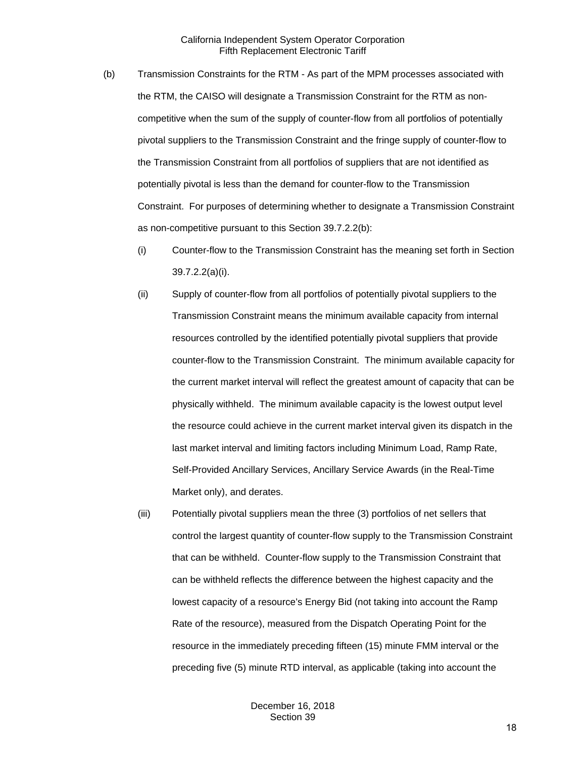(b) Transmission Constraints for the RTM - As part of the MPM processes associated with the RTM, the CAISO will designate a Transmission Constraint for the RTM as non-competitive when the sum of the supply of counter-flow from all portfolios of potentially pivotal suppliers to the Transmission Constraint and the fringe supply of counter-flow to the Transmission Constraint from all portfolios of suppliers that are not identified as potentially pivotal is less than the demand for counter-flow to the Transmission Constraint. For purposes of determining whether to designate a Transmission Constraint as non-competitive pursuant to this Section 39.7.2.2(b):

(i) Counter-flow to the Transmission Constraint has the meaning set forth in Section 39.7.2.2(a)(i).

(ii) Supply of counter-flow from all portfolios of potentially pivotal suppliers to the Transmission Constraint means the minimum available capacity from internal resources controlled by the identified potentially pivotal suppliers that provide counter-flow to the Transmission Constraint. The minimum available capacity for the current market interval will reflect the greatest amount of capacity that can be physically withheld. The minimum available capacity is the lowest output level the resource could achieve in the current market interval given its dispatch in the last market interval and limiting factors including Minimum Load, Ramp Rate, Self-Provided Ancillary Services, Ancillary Service Awards (in the Real-Time Market only), and derates.

(iii) Potentially pivotal suppliers mean the three (3) portfolios of net sellers that control the largest quantity of counter-flow supply to the Transmission Constraint that can be withheld. Counter-flow supply to the Transmission Constraint that can be withheld reflects the difference between the highest capacity and the lowest capacity of a resource's Energy Bid (not taking into account the Ramp Rate of the resource), measured from the Dispatch Operating Point for the resource in the immediately preceding fifteen (15) minute FMM interval or the preceding five (5) minute RTD interval, as applicable (taking into account the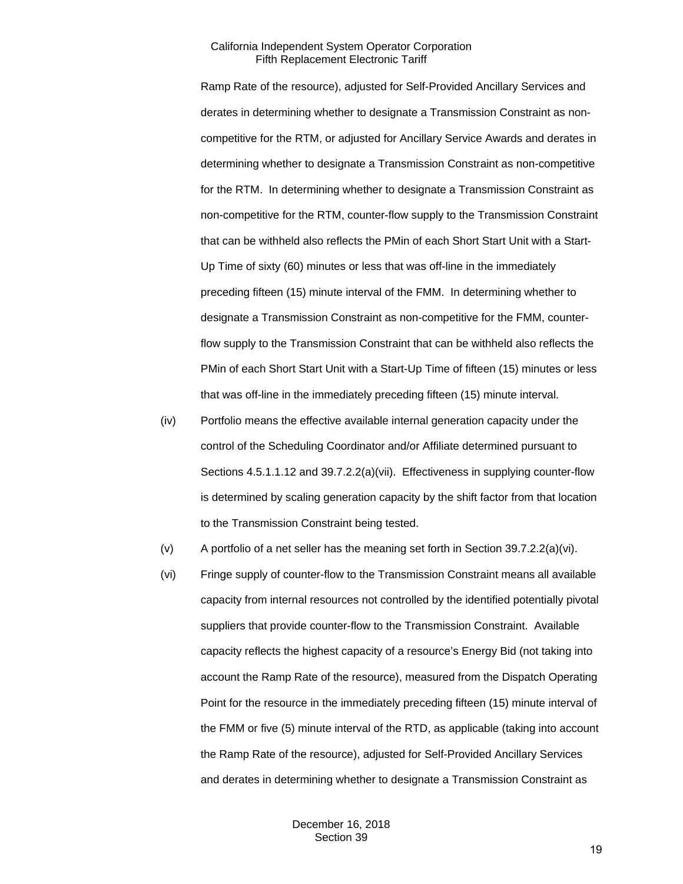Ramp Rate of the resource), adjusted for Self-Provided Ancillary Services and derates in determining whether to designate a Transmission Constraint as non-competitive for the RTM, or adjusted for Ancillary Service Awards and derates in determining whether to designate a Transmission Constraint as non-competitive for the RTM. In determining whether to designate a Transmission Constraint as non-competitive for the RTM, counter-flow supply to the Transmission Constraint that can be withheld also reflects the PMin of each Short Start Unit with a Start-Up Time of sixty (60) minutes or less that was off-line in the immediately preceding fifteen (15) minute interval of the FMM. In determining whether to designate a Transmission Constraint as non-competitive for the FMM, counter-flow supply to the Transmission Constraint that can be withheld also reflects the PMin of each Short Start Unit with a Start-Up Time of fifteen (15) minutes or less that was off-line in the immediately preceding fifteen (15) minute interval.

(iv) Portfolio means the effective available internal generation capacity under the control of the Scheduling Coordinator and/or Affiliate determined pursuant to Sections 4.5.1.1.12 and 39.7.2.2(a)(vii). Effectiveness in supplying counter-flow is determined by scaling generation capacity by the shift factor from that location to the Transmission Constraint being tested.

(v) A portfolio of a net seller has the meaning set forth in Section 39.7.2.2(a)(vi).

(vi) Fringe supply of counter-flow to the Transmission Constraint means all available capacity from internal resources not controlled by the identified potentially pivotal suppliers that provide counter-flow to the Transmission Constraint. Available capacity reflects the highest capacity of a resource's Energy Bid (not taking into account the Ramp Rate of the resource), measured from the Dispatch Operating Point for the resource in the immediately preceding fifteen (15) minute interval of the FMM or five (5) minute interval of the RTD, as applicable (taking into account the Ramp Rate of the resource), adjusted for Self-Provided Ancillary Services and derates in determining whether to designate a Transmission Constraint as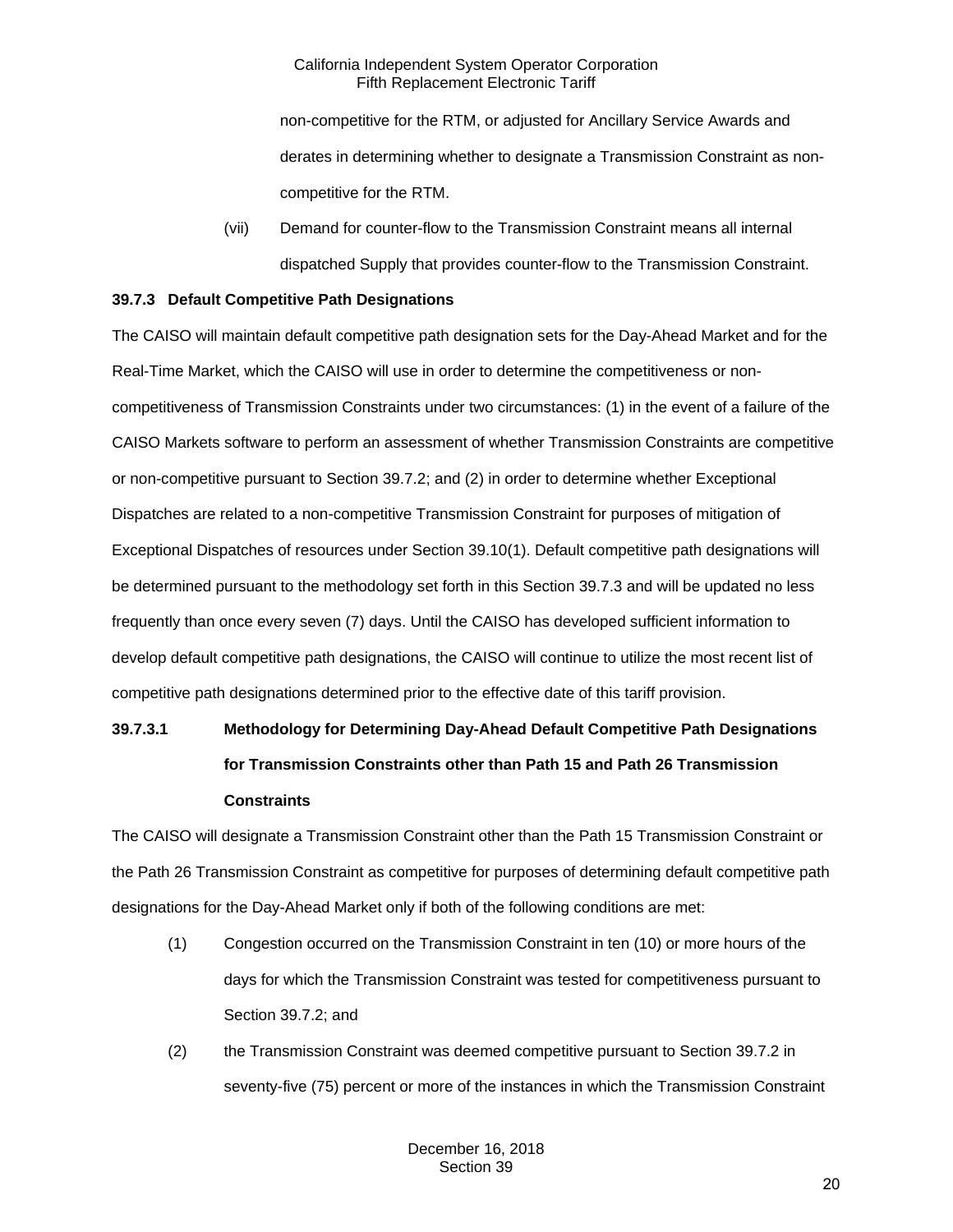non-competitive for the RTM, or adjusted for Ancillary Service Awards and derates in determining whether to designate a Transmission Constraint as non-competitive for the RTM.

(vii) Demand for counter-flow to the Transmission Constraint means all internal dispatched Supply that provides counter-flow to the Transmission Constraint.

**39.7.3 Default Competitive Path Designations**

The CAISO will maintain default competitive path designation sets for the Day-Ahead Market and for the Real-Time Market, which the CAISO will use in order to determine the competitiveness or non-competitiveness of Transmission Constraints under two circumstances: (1) in the event of a failure of the CAISO Markets software to perform an assessment of whether Transmission Constraints are competitive or non-competitive pursuant to Section 39.7.2; and (2) in order to determine whether Exceptional Dispatches are related to a non-competitive Transmission Constraint for purposes of mitigation of Exceptional Dispatches of resources under Section 39.10(1). Default competitive path designations will be determined pursuant to the methodology set forth in this Section 39.7.3 and will be updated no less frequently than once every seven (7) days. Until the CAISO has developed sufficient information to develop default competitive path designations, the CAISO will continue to utilize the most recent list of competitive path designations determined prior to the effective date of this tariff provision.

**39.7.3.1 Methodology for Determining Day-Ahead Default Competitive Path Designations for Transmission Constraints other than Path 15 and Path 26 Transmission Constraints**

The CAISO will designate a Transmission Constraint other than the Path 15 Transmission Constraint or the Path 26 Transmission Constraint as competitive for purposes of determining default competitive path designations for the Day-Ahead Market only if both of the following conditions are met:

(1) Congestion occurred on the Transmission Constraint in ten (10) or more hours of the days for which the Transmission Constraint was tested for competitiveness pursuant to Section 39.7.2; and

(2) the Transmission Constraint was deemed competitive pursuant to Section 39.7.2 in seventy-five (75) percent or more of the instances in which the Transmission Constraint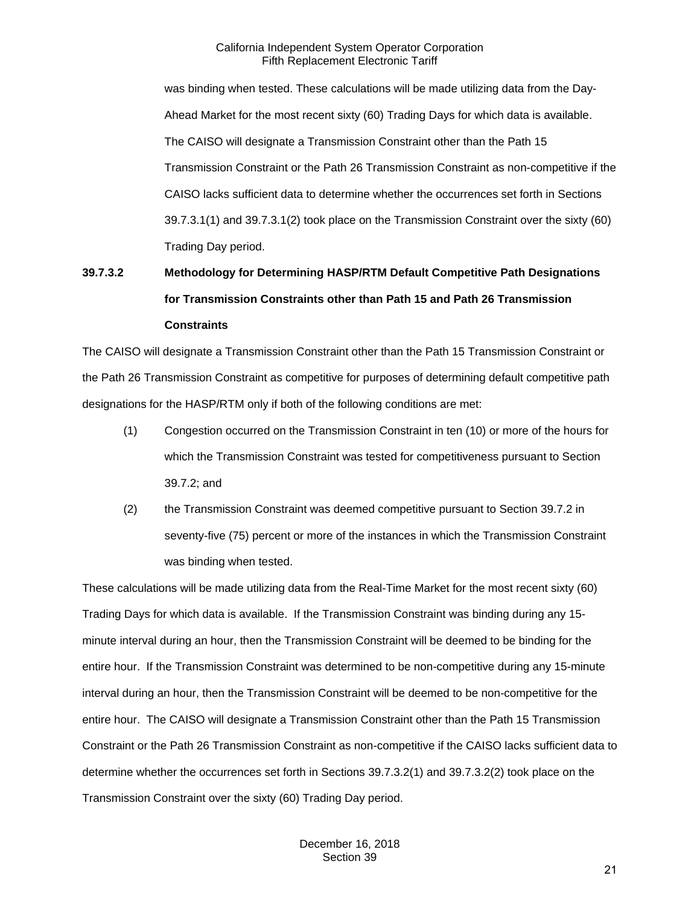was binding when tested. These calculations will be made utilizing data from the Day-Ahead Market for the most recent sixty (60) Trading Days for which data is available. The CAISO will designate a Transmission Constraint other than the Path 15 Transmission Constraint or the Path 26 Transmission Constraint as non-competitive if the CAISO lacks sufficient data to determine whether the occurrences set forth in Sections 39.7.3.1(1) and 39.7.3.1(2) took place on the Transmission Constraint over the sixty (60) Trading Day period.

**39.7.3.2 Methodology for Determining HASP/RTM Default Competitive Path Designations for Transmission Constraints other than Path 15 and Path 26 Transmission Constraints**

The CAISO will designate a Transmission Constraint other than the Path 15 Transmission Constraint or the Path 26 Transmission Constraint as competitive for purposes of determining default competitive path designations for the HASP/RTM only if both of the following conditions are met:

(1) Congestion occurred on the Transmission Constraint in ten (10) or more of the hours for which the Transmission Constraint was tested for competitiveness pursuant to Section 39.7.2; and

(2) the Transmission Constraint was deemed competitive pursuant to Section 39.7.2 in seventy-five (75) percent or more of the instances in which the Transmission Constraint was binding when tested.

These calculations will be made utilizing data from the Real-Time Market for the most recent sixty (60) Trading Days for which data is available. If the Transmission Constraint was binding during any 15-minute interval during an hour, then the Transmission Constraint will be deemed to be binding for the entire hour. If the Transmission Constraint was determined to be non-competitive during any 15-minute interval during an hour, then the Transmission Constraint will be deemed to be non-competitive for the entire hour. The CAISO will designate a Transmission Constraint other than the Path 15 Transmission Constraint or the Path 26 Transmission Constraint as non-competitive if the CAISO lacks sufficient data to determine whether the occurrences set forth in Sections 39.7.3.2(1) and 39.7.3.2(2) took place on the Transmission Constraint over the sixty (60) Trading Day period.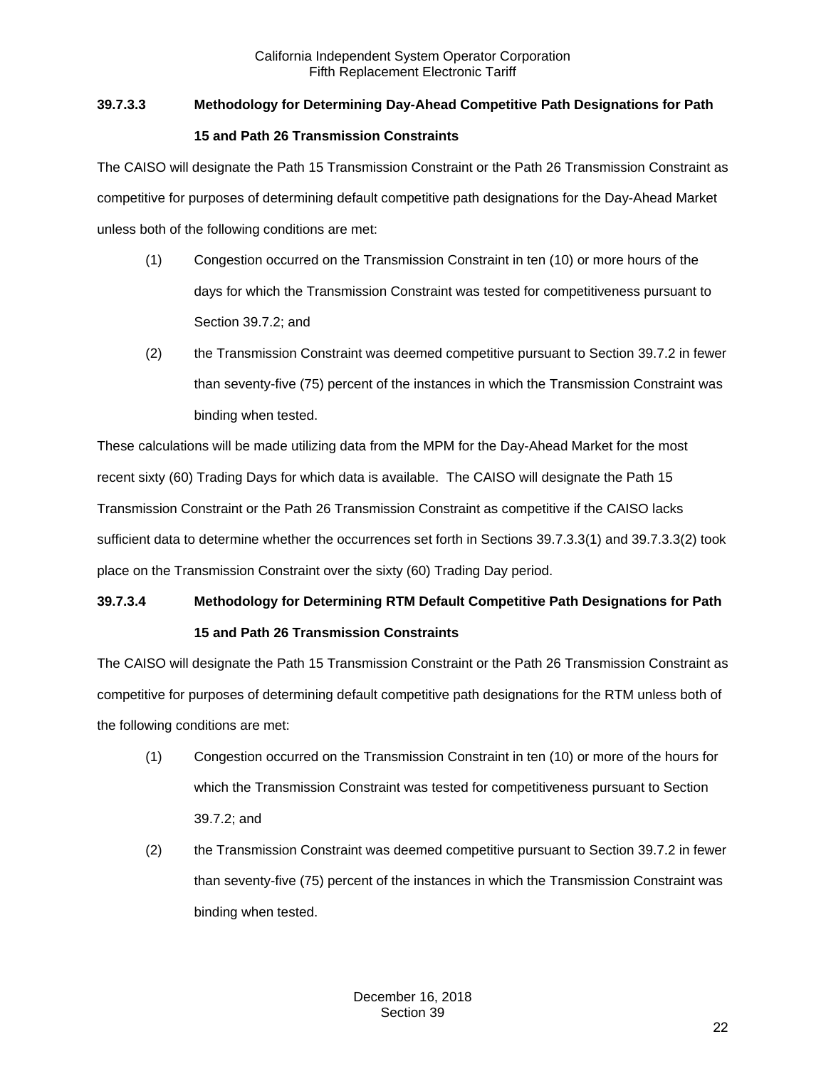**39.7.3.3 Methodology for Determining Day-Ahead Competitive Path Designations for Path 15 and Path 26 Transmission Constraints**

The CAISO will designate the Path 15 Transmission Constraint or the Path 26 Transmission Constraint as competitive for purposes of determining default competitive path designations for the Day-Ahead Market unless both of the following conditions are met:

(1) Congestion occurred on the Transmission Constraint in ten (10) or more hours of the days for which the Transmission Constraint was tested for competitiveness pursuant to Section 39.7.2; and

(2) the Transmission Constraint was deemed competitive pursuant to Section 39.7.2 in fewer than seventy-five (75) percent of the instances in which the Transmission Constraint was binding when tested.

These calculations will be made utilizing data from the MPM for the Day-Ahead Market for the most recent sixty (60) Trading Days for which data is available. The CAISO will designate the Path 15 Transmission Constraint or the Path 26 Transmission Constraint as competitive if the CAISO lacks sufficient data to determine whether the occurrences set forth in Sections 39.7.3.3(1) and 39.7.3.3(2) took place on the Transmission Constraint over the sixty (60) Trading Day period.

**39.7.3.4 Methodology for Determining RTM Default Competitive Path Designations for Path 15 and Path 26 Transmission Constraints**

The CAISO will designate the Path 15 Transmission Constraint or the Path 26 Transmission Constraint as competitive for purposes of determining default competitive path designations for the RTM unless both of the following conditions are met:

(1) Congestion occurred on the Transmission Constraint in ten (10) or more of the hours for which the Transmission Constraint was tested for competitiveness pursuant to Section 39.7.2; and

(2) the Transmission Constraint was deemed competitive pursuant to Section 39.7.2 in fewer than seventy-five (75) percent of the instances in which the Transmission Constraint was binding when tested.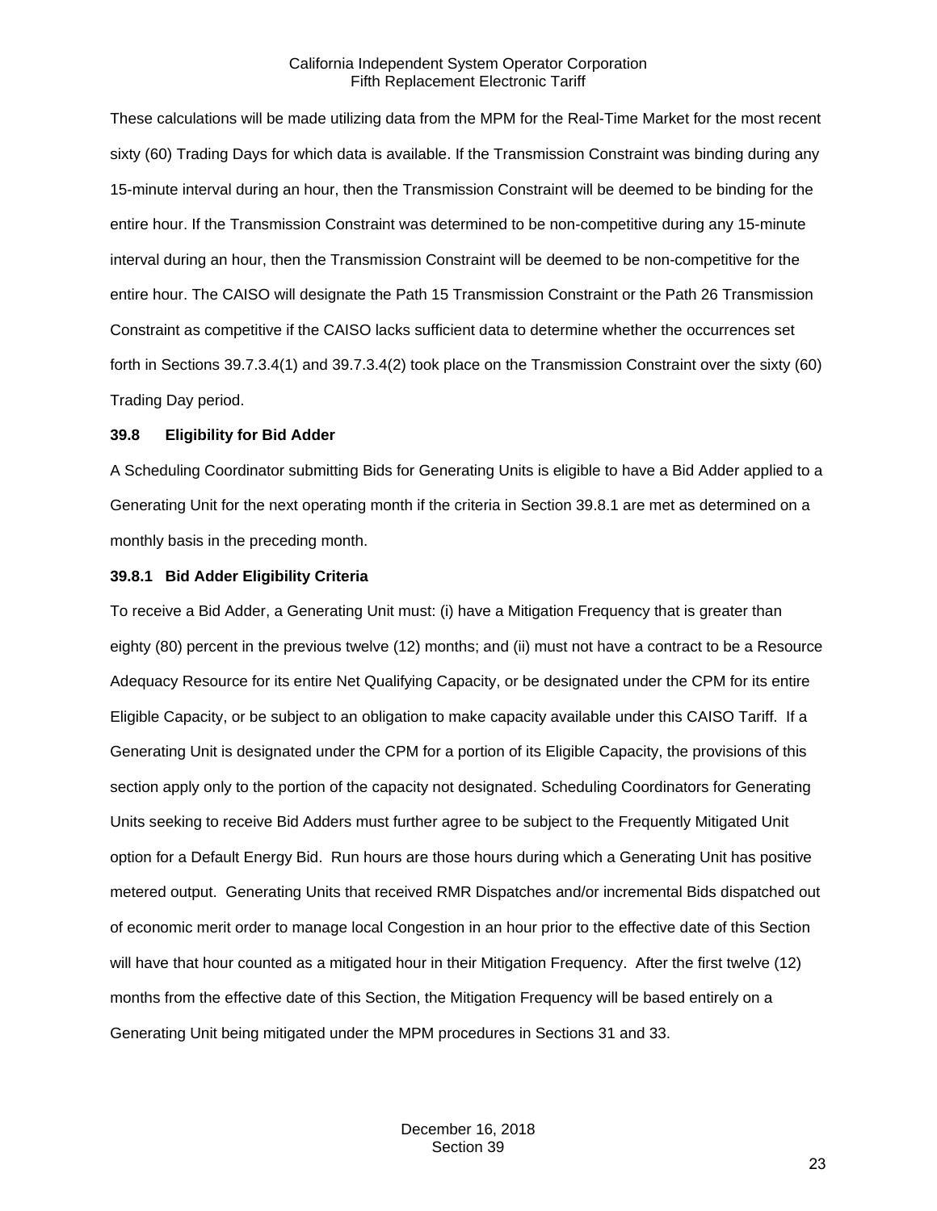These calculations will be made utilizing data from the MPM for the Real-Time Market for the most recent sixty (60) Trading Days for which data is available. If the Transmission Constraint was binding during any 15-minute interval during an hour, then the Transmission Constraint will be deemed to be binding for the entire hour. If the Transmission Constraint was determined to be non-competitive during any 15-minute interval during an hour, then the Transmission Constraint will be deemed to be non-competitive for the entire hour. The CAISO will designate the Path 15 Transmission Constraint or the Path 26 Transmission Constraint as competitive if the CAISO lacks sufficient data to determine whether the occurrences set forth in Sections 39.7.3.4(1) and 39.7.3.4(2) took place on the Transmission Constraint over the sixty (60) Trading Day period.

### 39.8 Eligibility for Bid Adder

A Scheduling Coordinator submitting Bids for Generating Units is eligible to have a Bid Adder applied to a Generating Unit for the next operating month if the criteria in Section 39.8.1 are met as determined on a monthly basis in the preceding month.

#### 39.8.1 Bid Adder Eligibility Criteria

To receive a Bid Adder, a Generating Unit must: (i) have a Mitigation Frequency that is greater than eighty (80) percent in the previous twelve (12) months; and (ii) must not have a contract to be a Resource Adequacy Resource for its entire Net Qualifying Capacity, or be designated under the CPM for its entire Eligible Capacity, or be subject to an obligation to make capacity available under this CAISO Tariff. If a Generating Unit is designated under the CPM for a portion of its Eligible Capacity, the provisions of this section apply only to the portion of the capacity not designated. Scheduling Coordinators for Generating Units seeking to receive Bid Adders must further agree to be subject to the Frequently Mitigated Unit option for a Default Energy Bid. Run hours are those hours during which a Generating Unit has positive metered output. Generating Units that received RMR Dispatches and/or incremental Bids dispatched out of economic merit order to manage local Congestion in an hour prior to the effective date of this Section will have that hour counted as a mitigated hour in their Mitigation Frequency. After the first twelve (12) months from the effective date of this Section, the Mitigation Frequency will be based entirely on a Generating Unit being mitigated under the MPM procedures in Sections 31 and 33.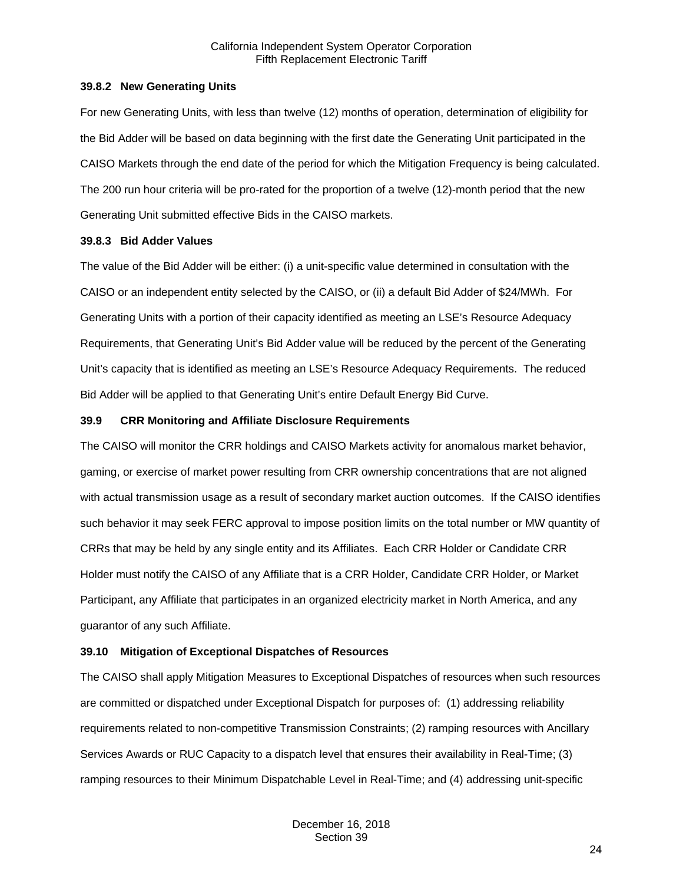### 39.8.2 New Generating Units

For new Generating Units, with less than twelve (12) months of operation, determination of eligibility for the Bid Adder will be based on data beginning with the first date the Generating Unit participated in the CAISO Markets through the end date of the period for which the Mitigation Frequency is being calculated. The 200 run hour criteria will be pro-rated for the proportion of a twelve (12)-month period that the new Generating Unit submitted effective Bids in the CAISO markets.

### 39.8.3 Bid Adder Values

The value of the Bid Adder will be either: (i) a unit-specific value determined in consultation with the CAISO or an independent entity selected by the CAISO, or (ii) a default Bid Adder of $24/MWh. For Generating Units with a portion of their capacity identified as meeting an LSE's Resource Adequacy Requirements, that Generating Unit's Bid Adder value will be reduced by the percent of the Generating Unit's capacity that is identified as meeting an LSE's Resource Adequacy Requirements. The reduced Bid Adder will be applied to that Generating Unit's entire Default Energy Bid Curve.

## 39.9 CRR Monitoring and Affiliate Disclosure Requirements

The CAISO will monitor the CRR holdings and CAISO Markets activity for anomalous market behavior, gaming, or exercise of market power resulting from CRR ownership concentrations that are not aligned with actual transmission usage as a result of secondary market auction outcomes. If the CAISO identifies such behavior it may seek FERC approval to impose position limits on the total number or MW quantity of CRRs that may be held by any single entity and its Affiliates. Each CRR Holder or Candidate CRR Holder must notify the CAISO of any Affiliate that is a CRR Holder, Candidate CRR Holder, or Market Participant, any Affiliate that participates in an organized electricity market in North America, and any guarantor of any such Affiliate.

## 39.10 Mitigation of Exceptional Dispatches of Resources

The CAISO shall apply Mitigation Measures to Exceptional Dispatches of resources when such resources are committed or dispatched under Exceptional Dispatch for purposes of: (1) addressing reliability requirements related to non-competitive Transmission Constraints; (2) ramping resources with Ancillary Services Awards or RUC Capacity to a dispatch level that ensures their availability in Real-Time; (3) ramping resources to their Minimum Dispatchable Level in Real-Time; and (4) addressing unit-specific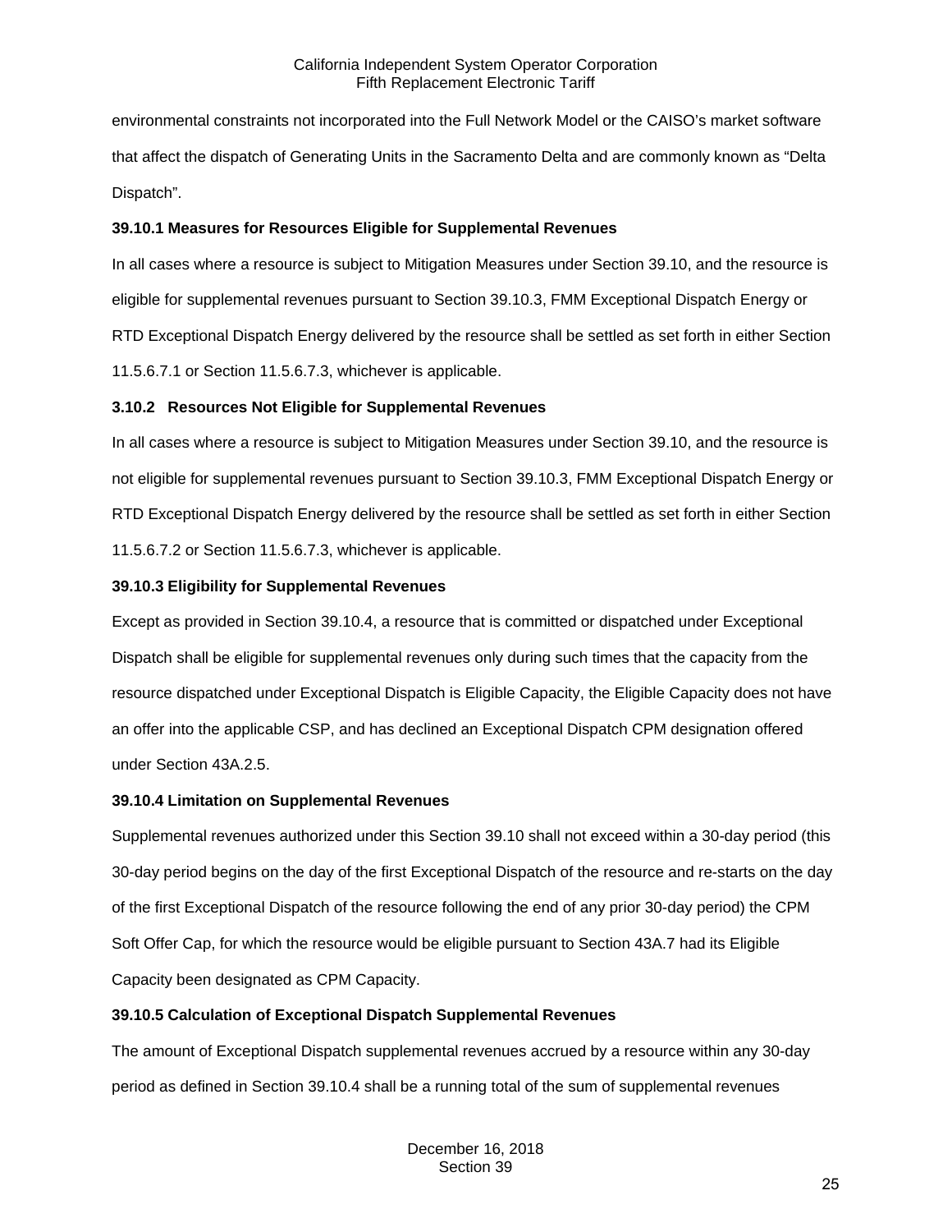environmental constraints not incorporated into the Full Network Model or the CAISO's market software that affect the dispatch of Generating Units in the Sacramento Delta and are commonly known as "Delta Dispatch".

**39.10.1 Measures for Resources Eligible for Supplemental Revenues**

In all cases where a resource is subject to Mitigation Measures under Section 39.10, and the resource is eligible for supplemental revenues pursuant to Section 39.10.3, FMM Exceptional Dispatch Energy or RTD Exceptional Dispatch Energy delivered by the resource shall be settled as set forth in either Section 11.5.6.7.1 or Section 11.5.6.7.3, whichever is applicable.

**3.10.2 Resources Not Eligible for Supplemental Revenues**

In all cases where a resource is subject to Mitigation Measures under Section 39.10, and the resource is not eligible for supplemental revenues pursuant to Section 39.10.3, FMM Exceptional Dispatch Energy or RTD Exceptional Dispatch Energy delivered by the resource shall be settled as set forth in either Section 11.5.6.7.2 or Section 11.5.6.7.3, whichever is applicable.

**39.10.3 Eligibility for Supplemental Revenues**

Except as provided in Section 39.10.4, a resource that is committed or dispatched under Exceptional Dispatch shall be eligible for supplemental revenues only during such times that the capacity from the resource dispatched under Exceptional Dispatch is Eligible Capacity, the Eligible Capacity does not have an offer into the applicable CSP, and has declined an Exceptional Dispatch CPM designation offered under Section 43A.2.5.

**39.10.4 Limitation on Supplemental Revenues**

Supplemental revenues authorized under this Section 39.10 shall not exceed within a 30-day period (this 30-day period begins on the day of the first Exceptional Dispatch of the resource and re-starts on the day of the first Exceptional Dispatch of the resource following the end of any prior 30-day period) the CPM Soft Offer Cap, for which the resource would be eligible pursuant to Section 43A.7 had its Eligible Capacity been designated as CPM Capacity.

**39.10.5 Calculation of Exceptional Dispatch Supplemental Revenues**

The amount of Exceptional Dispatch supplemental revenues accrued by a resource within any 30-day period as defined in Section 39.10.4 shall be a running total of the sum of supplemental revenues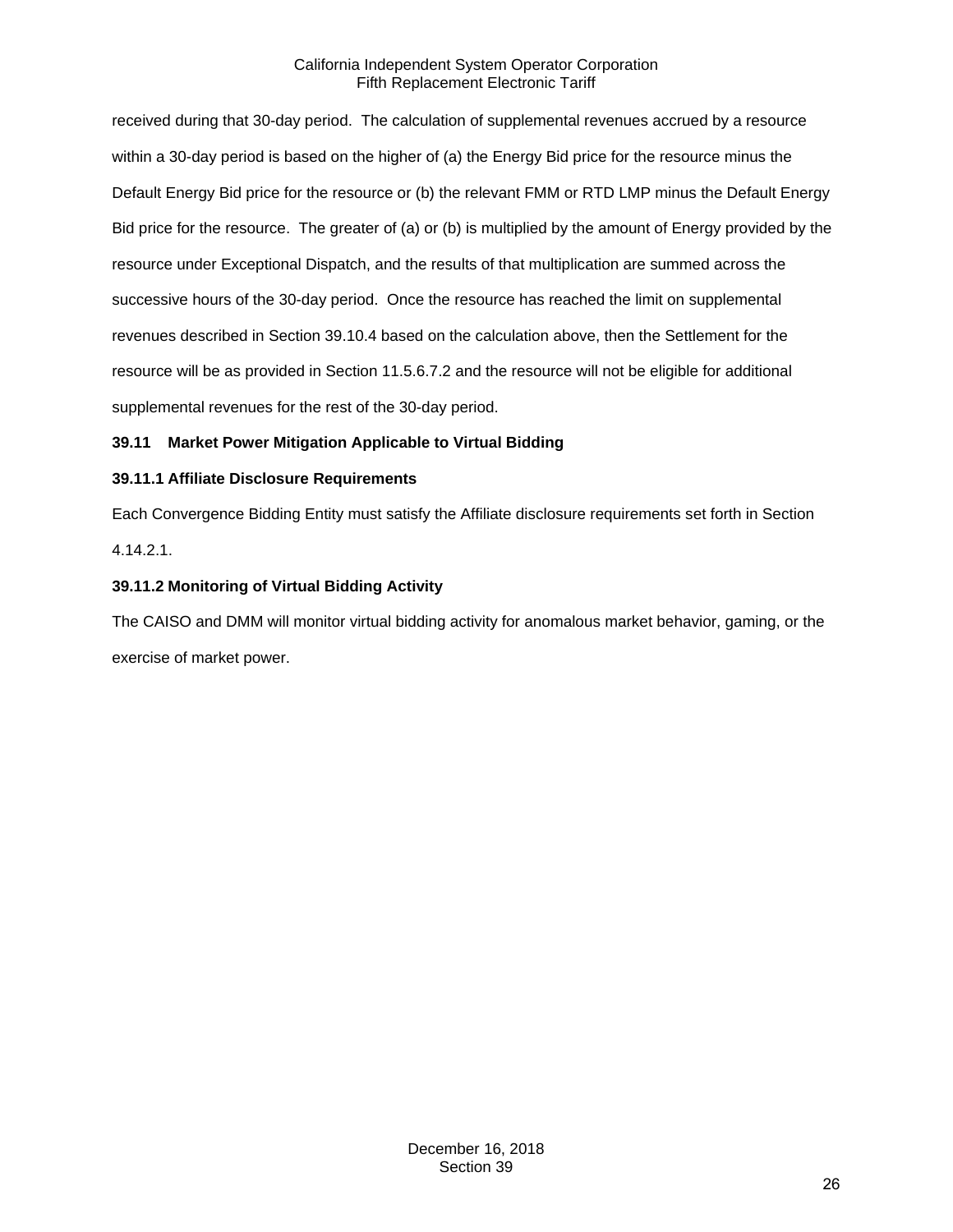received during that 30-day period. The calculation of supplemental revenues accrued by a resource within a 30-day period is based on the higher of (a) the Energy Bid price for the resource minus the Default Energy Bid price for the resource or (b) the relevant FMM or RTD LMP minus the Default Energy Bid price for the resource. The greater of (a) or (b) is multiplied by the amount of Energy provided by the resource under Exceptional Dispatch, and the results of that multiplication are summed across the successive hours of the 30-day period. Once the resource has reached the limit on supplemental revenues described in Section 39.10.4 based on the calculation above, then the Settlement for the resource will be as provided in Section 11.5.6.7.2 and the resource will not be eligible for additional supplemental revenues for the rest of the 30-day period.

## 39.11 Market Power Mitigation Applicable to Virtual Bidding

### 39.11.1 Affiliate Disclosure Requirements

Each Convergence Bidding Entity must satisfy the Affiliate disclosure requirements set forth in Section 4.14.2.1.

### 39.11.2 Monitoring of Virtual Bidding Activity

The CAISO and DMM will monitor virtual bidding activity for anomalous market behavior, gaming, or the exercise of market power.